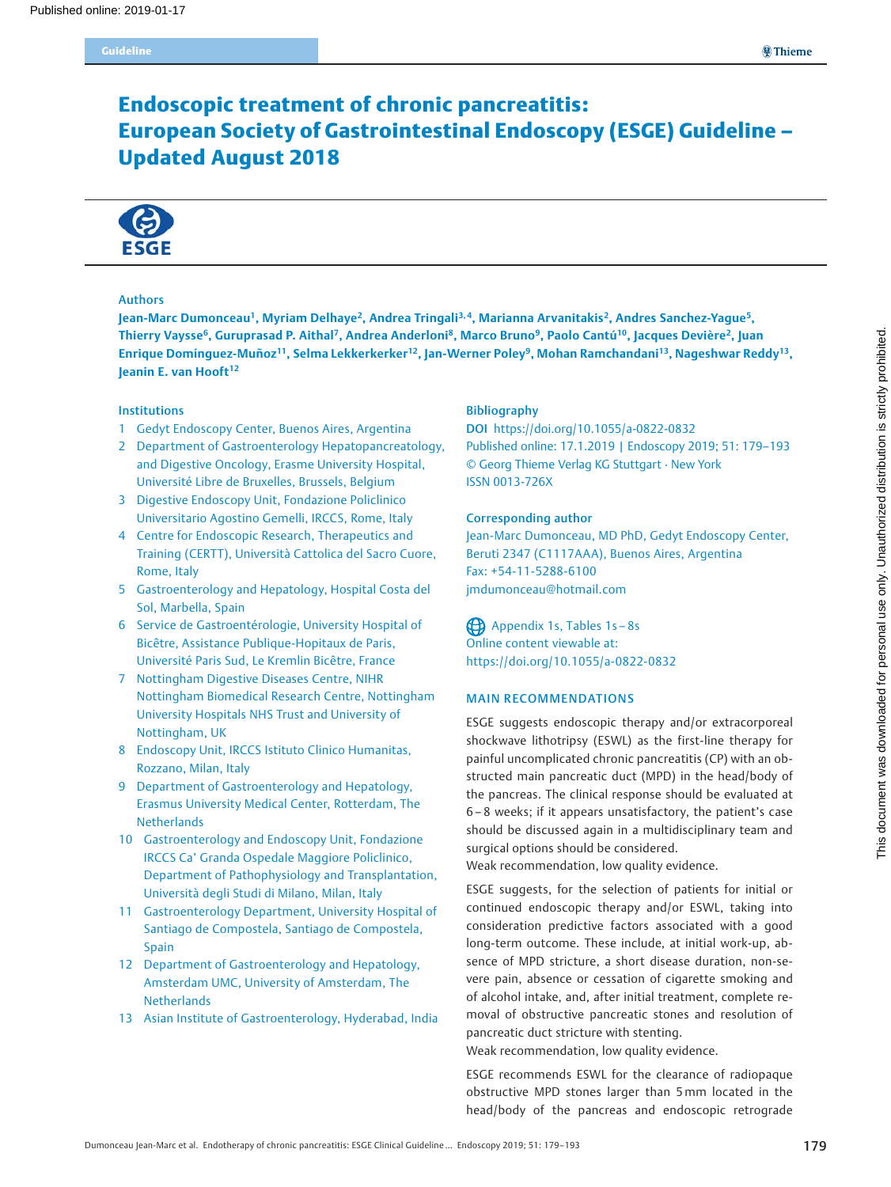# Endoscopic treatment of chronic pancreatitis: European Society of Gastrointestinal Endoscopy (ESGE) Guideline – Updated August 2018

## Authors

**Jean-Marc Dumonceau[1], Myriam Delhaye[2], Andrea Tringali[3,4], Marianna Arvanitakis[2], Andres Sanchez-Yague[5], Thierry Vaysse[6], Guruprasad P. Aithal[7], Andrea Anderloni[8], Marco Bruno[9], Paolo Cantú[10], Jacques Devière[2], Juan Enrique Domínguez-Muñoz[11], Selma Lekkerkerker[12], Jan-Werner Poley[9], Mohan Ramchandani[13], Nageshwar Reddy[13], Jeanin E. van Hooft[12]**

## Institutions

1. Gedyt Endoscopy Center, Buenos Aires, Argentina
2. Department of Gastroenterology Hepatopancreatology, and Digestive Oncology, Erasme University Hospital, Université Libre de Bruxelles, Brussels, Belgium
3. Digestive Endoscopy Unit, Fondazione Policlinico Universitario Agostino Gemelli, IRCCS, Rome, Italy
4. Centre for Endoscopic Research, Therapeutics and Training (CERTT), Università Cattolica del Sacro Cuore, Rome, Italy
5. Gastroenterology and Hepatology, Hospital Costa del Sol, Marbella, Spain
6. Service de Gastroentérologie, University Hospital of Bicêtre, Assistance Publique-Hopitaux de Paris, Université Paris Sud, Le Kremlin Bicêtre, France
7. Nottingham Digestive Diseases Centre, NIHR Nottingham Biomedical Research Centre, Nottingham University Hospitals NHS Trust and University of Nottingham, UK
8. Endoscopy Unit, IRCCS Istituto Clinico Humanitas, Rozzano, Milan, Italy
9. Department of Gastroenterology and Hepatology, Erasmus University Medical Center, Rotterdam, The Netherlands
10. Gastroenterology and Endoscopy Unit, Fondazione IRCCS Ca' Granda Ospedale Maggiore Policlinico, Department of Pathophysiology and Transplantation, Università degli Studi di Milano, Milan, Italy
11. Gastroenterology Department, University Hospital of Santiago de Compostela, Santiago de Compostela, Spain
12. Department of Gastroenterology and Hepatology, Amsterdam UMC, University of Amsterdam, The Netherlands
13. Asian Institute of Gastroenterology, Hyderabad, India

## Bibliography

**DOI** https://doi.org/10.1055/a-0822-0832
Published online: 17.1.2019 | Endoscopy 2019; 51: 179–193
© Georg Thieme Verlag KG Stuttgart · New York
ISSN 0013-726X

## Corresponding author

Jean-Marc Dumonceau, MD PhD, Gedyt Endoscopy Center, Beruti 2347 (C1117AAA), Buenos Aires, Argentina
Fax: +54-11-5288-6100
jmdumonceau@hotmail.com

Appendix 1s, Tables 1s – 8s
Online content viewable at:
https://doi.org/10.1055/a-0822-0832

## MAIN RECOMMENDATIONS

ESGE suggests endoscopic therapy and/or extracorporeal shockwave lithotripsy (ESWL) as the first-line therapy for painful uncomplicated chronic pancreatitis (CP) with an obstructed main pancreatic duct (MPD) in the head/body of the pancreas. The clinical response should be evaluated at 6–8 weeks; if it appears unsatisfactory, the patient's case should be discussed again in a multidisciplinary team and surgical options should be considered.
Weak recommendation, low quality evidence.

ESGE suggests, for the selection of patients for initial or continued endoscopic therapy and/or ESWL, taking into consideration predictive factors associated with a good long-term outcome. These include, at initial work-up, absence of MPD stricture, a short disease duration, non-severe pain, absence or cessation of cigarette smoking and of alcohol intake, and, after initial treatment, complete removal of obstructive pancreatic stones and resolution of pancreatic duct stricture with stenting.
Weak recommendation, low quality evidence.

ESGE recommends ESWL for the clearance of radiopaque obstructive MPD stones larger than 5 mm located in the head/body of the pancreas and endoscopic retrograde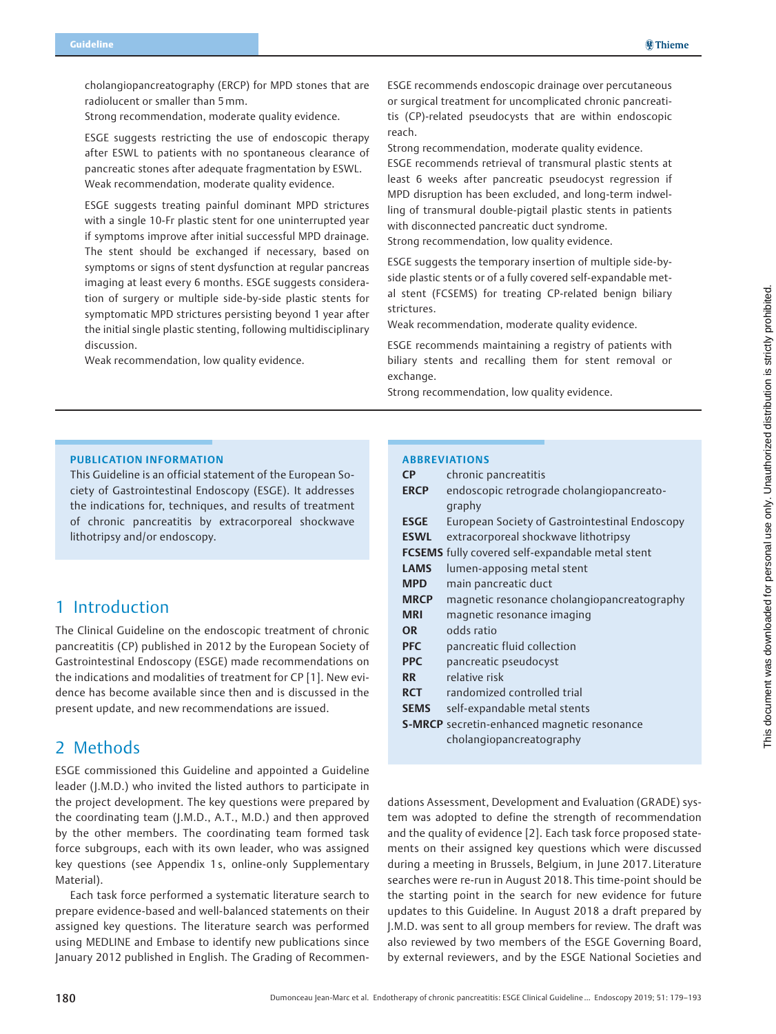cholangiopancreatography (ERCP) for MPD stones that are radiolucent or smaller than 5 mm.
Strong recommendation, moderate quality evidence.

ESGE suggests restricting the use of endoscopic therapy after ESWL to patients with no spontaneous clearance of pancreatic stones after adequate fragmentation by ESWL.
Weak recommendation, moderate quality evidence.

ESGE suggests treating painful dominant MPD strictures with a single 10-Fr plastic stent for one uninterrupted year if symptoms improve after initial successful MPD drainage. The stent should be exchanged if necessary, based on symptoms or signs of stent dysfunction at regular pancreas imaging at least every 6 months. ESGE suggests consideration of surgery or multiple side-by-side plastic stents for symptomatic MPD strictures persisting beyond 1 year after the initial single plastic stenting, following multidisciplinary discussion.
Weak recommendation, low quality evidence.

ESGE recommends endoscopic drainage over percutaneous or surgical treatment for uncomplicated chronic pancreatitis (CP)-related pseudocysts that are within endoscopic reach.
Strong recommendation, moderate quality evidence.
ESGE recommends retrieval of transmural plastic stents at least 6 weeks after pancreatic pseudocyst regression if MPD disruption has been excluded, and long-term indwelling of transmural double-pigtail plastic stents in patients with disconnected pancreatic duct syndrome.
Strong recommendation, low quality evidence.

ESGE suggests the temporary insertion of multiple side-by-side plastic stents or of a fully covered self-expandable metal stent (FCSEMS) for treating CP-related benign biliary strictures.
Weak recommendation, moderate quality evidence.

ESGE recommends maintaining a registry of patients with biliary stents and recalling them for stent removal or exchange.
Strong recommendation, low quality evidence.

**PUBLICATION INFORMATION**

This Guideline is an official statement of the European Society of Gastrointestinal Endoscopy (ESGE). It addresses the indications for, techniques, and results of treatment of chronic pancreatitis by extracorporeal shockwave lithotripsy and/or endoscopy.

**ABBREVIATIONS**

| | |
|---|---|
| **CP** | chronic pancreatitis |
| **ERCP** | endoscopic retrograde cholangiopancreatography |
| **ESGE** | European Society of Gastrointestinal Endoscopy |
| **ESWL** | extracorporeal shockwave lithotripsy |
| **FCSEMS** | fully covered self-expandable metal stent |
| **LAMS** | lumen-apposing metal stent |
| **MPD** | main pancreatic duct |
| **MRCP** | magnetic resonance cholangiopancreatography |
| **MRI** | magnetic resonance imaging |
| **OR** | odds ratio |
| **PFC** | pancreatic fluid collection |
| **PPC** | pancreatic pseudocyst |
| **RR** | relative risk |
| **RCT** | randomized controlled trial |
| **SEMS** | self-expandable metal stents |
| **S-MRCP** | secretin-enhanced magnetic resonance cholangiopancreatography |

## 1 Introduction

The Clinical Guideline on the endoscopic treatment of chronic pancreatitis (CP) published in 2012 by the European Society of Gastrointestinal Endoscopy (ESGE) made recommendations on the indications and modalities of treatment for CP [1]. New evidence has become available since then and is discussed in the present update, and new recommendations are issued.

## 2 Methods

ESGE commissioned this Guideline and appointed a Guideline leader (J.M.D.) who invited the listed authors to participate in the project development. The key questions were prepared by the coordinating team (J.M.D., A.T., M.D.) and then approved by the other members. The coordinating team formed task force subgroups, each with its own leader, who was assigned key questions (see Appendix 1s, online-only Supplementary Material).

Each task force performed a systematic literature search to prepare evidence-based and well-balanced statements on their assigned key questions. The literature search was performed using MEDLINE and Embase to identify new publications since January 2012 published in English. The Grading of Recommendations Assessment, Development and Evaluation (GRADE) system was adopted to define the strength of recommendation and the quality of evidence [2]. Each task force proposed statements on their assigned key questions which were discussed during a meeting in Brussels, Belgium, in June 2017. Literature searches were re-run in August 2018. This time-point should be the starting point in the search for new evidence for future updates to this Guideline. In August 2018 a draft prepared by J.M.D. was sent to all group members for review. The draft was also reviewed by two members of the ESGE Governing Board, by external reviewers, and by the ESGE National Societies and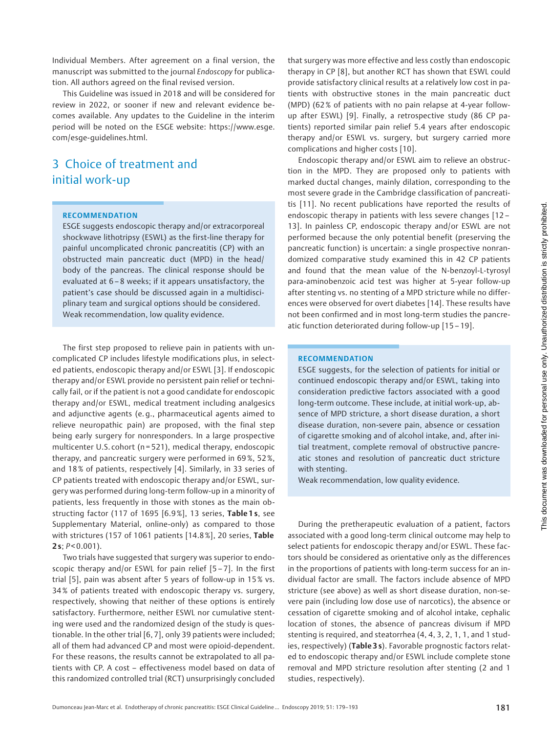Individual Members. After agreement on a final version, the manuscript was submitted to the journal *Endoscopy* for publication. All authors agreed on the final revised version.

This Guideline was issued in 2018 and will be considered for review in 2022, or sooner if new and relevant evidence becomes available. Any updates to the Guideline in the interim period will be noted on the ESGE website: https://www.esge.com/esge-guidelines.html.

## 3 Choice of treatment and initial work-up

> **RECOMMENDATION**
>
> ESGE suggests endoscopic therapy and/or extracorporeal shockwave lithotripsy (ESWL) as the first-line therapy for painful uncomplicated chronic pancreatitis (CP) with an obstructed main pancreatic duct (MPD) in the head/body of the pancreas. The clinical response should be evaluated at 6 – 8 weeks; if it appears unsatisfactory, the patient's case should be discussed again in a multidisciplinary team and surgical options should be considered.
>
> Weak recommendation, low quality evidence.

The first step proposed to relieve pain in patients with uncomplicated CP includes lifestyle modifications plus, in selected patients, endoscopic therapy and/or ESWL [3]. If endoscopic therapy and/or ESWL provide no persistent pain relief or technically fail, or if the patient is not a good candidate for endoscopic therapy and/or ESWL, medical treatment including analgesics and adjunctive agents (e. g., pharmaceutical agents aimed to relieve neuropathic pain) are proposed, with the final step being early surgery for nonresponders. In a large prospective multicenter U.S. cohort (n = 521), medical therapy, endoscopic therapy, and pancreatic surgery were performed in 69 %, 52 %, and 18 % of patients, respectively [4]. Similarly, in 33 series of CP patients treated with endoscopic therapy and/or ESWL, surgery was performed during long-term follow-up in a minority of patients, less frequently in those with stones as the main obstructing factor (117 of 1695 [6.9 %], 13 series, **Table 1 s**, see Supplementary Material, online-only) as compared to those with strictures (157 of 1061 patients [14.8 %], 20 series, **Table 2 s**; $P < 0.001$).

Two trials have suggested that surgery was superior to endoscopic therapy and/or ESWL for pain relief [5 – 7]. In the first trial [5], pain was absent after 5 years of follow-up in 15 % vs. 34 % of patients treated with endoscopic therapy vs. surgery, respectively, showing that neither of these options is entirely satisfactory. Furthermore, neither ESWL nor cumulative stenting were used and the randomized design of the study is questionable. In the other trial [6, 7], only 39 patients were included; all of them had advanced CP and most were opioid-dependent. For these reasons, the results cannot be extrapolated to all patients with CP. A cost – effectiveness model based on data of this randomized controlled trial (RCT) unsurprisingly concluded that surgery was more effective and less costly than endoscopic therapy in CP [8], but another RCT has shown that ESWL could provide satisfactory clinical results at a relatively low cost in patients with obstructive stones in the main pancreatic duct (MPD) (62 % of patients with no pain relapse at 4-year follow-up after ESWL) [9]. Finally, a retrospective study (86 CP patients) reported similar pain relief 5.4 years after endoscopic therapy and/or ESWL vs. surgery, but surgery carried more complications and higher costs [10].

Endoscopic therapy and/or ESWL aim to relieve an obstruction in the MPD. They are proposed only to patients with marked ductal changes, mainly dilation, corresponding to the most severe grade in the Cambridge classification of pancreatitis [11]. No recent publications have reported the results of endoscopic therapy in patients with less severe changes [12 – 13]. In painless CP, endoscopic therapy and/or ESWL are not performed because the only potential benefit (preserving the pancreatic function) is uncertain: a single prospective nonrandomized comparative study examined this in 42 CP patients and found that the mean value of the N-benzoyl-L-tyrosyl para-aminobenzoic acid test was higher at 5-year follow-up after stenting vs. no stenting of a MPD stricture while no differences were observed for overt diabetes [14]. These results have not been confirmed and in most long-term studies the pancreatic function deteriorated during follow-up [15 – 19].

> **RECOMMENDATION**
>
> ESGE suggests, for the selection of patients for initial or continued endoscopic therapy and/or ESWL, taking into consideration predictive factors associated with a good long-term outcome. These include, at initial work-up, absence of MPD stricture, a short disease duration, a short disease duration, non-severe pain, absence or cessation of cigarette smoking and of alcohol intake, and, after initial treatment, complete removal of obstructive pancreatic stones and resolution of pancreatic duct stricture with stenting.
>
> Weak recommendation, low quality evidence.

During the pretherapeutic evaluation of a patient, factors associated with a good long-term clinical outcome may help to select patients for endoscopic therapy and/or ESWL. These factors should be considered as orientative only as the differences in the proportions of patients with long-term success for an individual factor are small. The factors include absence of MPD stricture (see above) as well as short disease duration, non-severe pain (including low dose use of narcotics), the absence or cessation of cigarette smoking and of alcohol intake, cephalic location of stones, the absence of pancreas divisum if MPD stenting is required, and steatorrhea (4, 4, 3, 2, 1, 1, and 1 studies, respectively) (**Table 3 s**). Favorable prognostic factors related to endoscopic therapy and/or ESWL include complete stone removal and MPD stricture resolution after stenting (2 and 1 studies, respectively).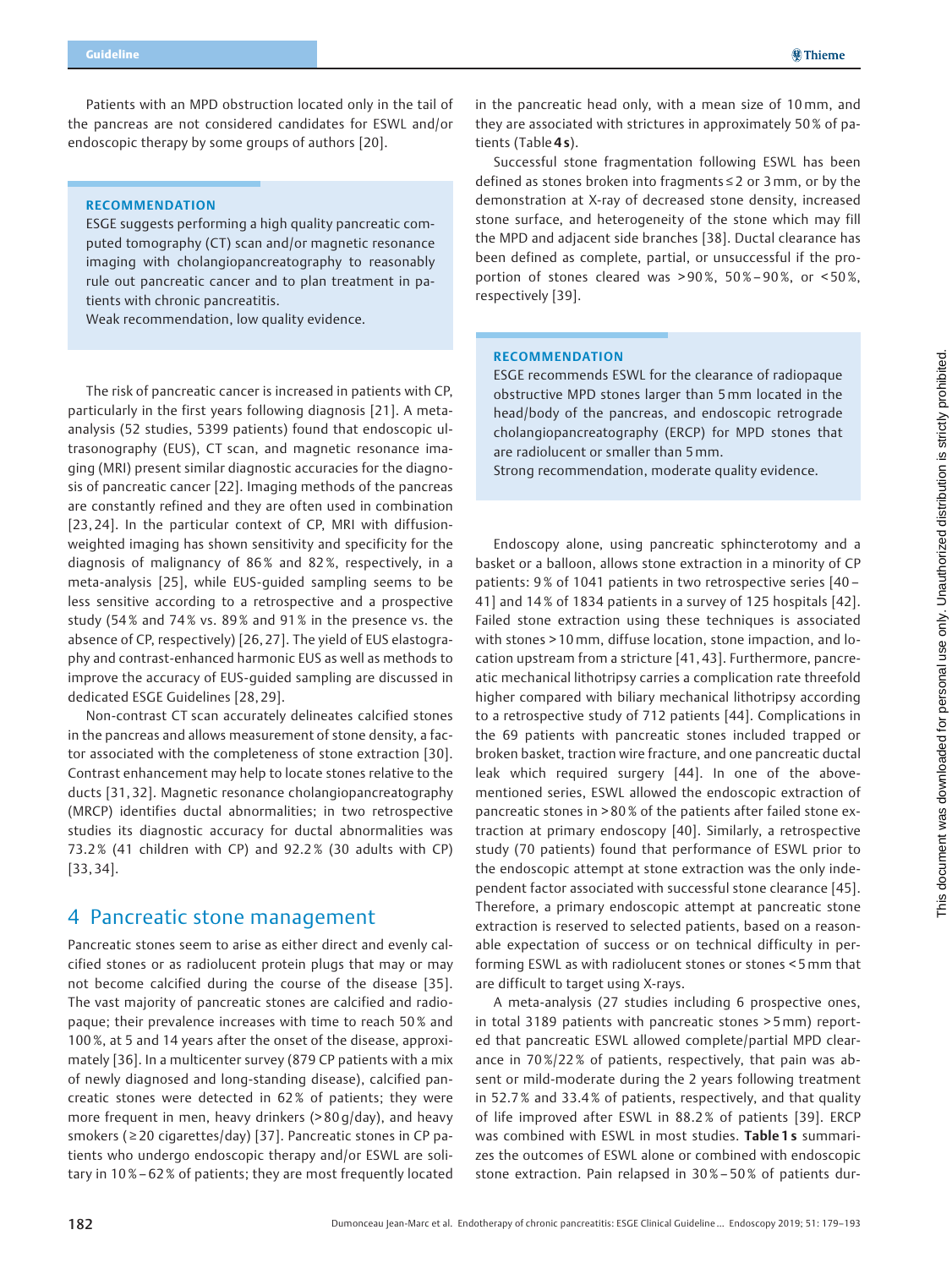Patients with an MPD obstruction located only in the tail of the pancreas are not considered candidates for ESWL and/or endoscopic therapy by some groups of authors [20].

> **RECOMMENDATION**
>
> ESGE suggests performing a high quality pancreatic computed tomography (CT) scan and/or magnetic resonance imaging with cholangiopancreatography to reasonably rule out pancreatic cancer and to plan treatment in patients with chronic pancreatitis.
>
> Weak recommendation, low quality evidence.

The risk of pancreatic cancer is increased in patients with CP, particularly in the first years following diagnosis [21]. A meta-analysis (52 studies, 5399 patients) found that endoscopic ultrasonography (EUS), CT scan, and magnetic resonance imaging (MRI) present similar diagnostic accuracies for the diagnosis of pancreatic cancer [22]. Imaging methods of the pancreas are constantly refined and they are often used in combination [23,24]. In the particular context of CP, MRI with diffusion-weighted imaging has shown sensitivity and specificity for the diagnosis of malignancy of 86% and 82%, respectively, in a meta-analysis [25], while EUS-guided sampling seems to be less sensitive according to a retrospective and a prospective study (54% and 74% vs. 89% and 91% in the presence vs. the absence of CP, respectively) [26,27]. The yield of EUS elastography and contrast-enhanced harmonic EUS as well as methods to improve the accuracy of EUS-guided sampling are discussed in dedicated ESGE Guidelines [28,29].

Non-contrast CT scan accurately delineates calcified stones in the pancreas and allows measurement of stone density, a factor associated with the completeness of stone extraction [30]. Contrast enhancement may help to locate stones relative to the ducts [31,32]. Magnetic resonance cholangiopancreatography (MRCP) identifies ductal abnormalities; in two retrospective studies its diagnostic accuracy for ductal abnormalities was 73.2% (41 children with CP) and 92.2% (30 adults with CP) [33,34].

## 4 Pancreatic stone management

Pancreatic stones seem to arise as either direct and evenly calcified stones or as radiolucent protein plugs that may or may not become calcified during the course of the disease [35]. The vast majority of pancreatic stones are calcified and radiopaque; their prevalence increases with time to reach 50% and 100%, at 5 and 14 years after the onset of the disease, approximately [36]. In a multicenter survey (879 CP patients with a mix of newly diagnosed and long-standing disease), calcified pancreatic stones were detected in 62% of patients; they were more frequent in men, heavy drinkers (>80g/day), and heavy smokers (≥20 cigarettes/day) [37]. Pancreatic stones in CP patients who undergo endoscopic therapy and/or ESWL are solitary in 10%–62% of patients; they are most frequently located in the pancreatic head only, with a mean size of 10mm, and they are associated with strictures in approximately 50% of patients (Table **4s**).

Successful stone fragmentation following ESWL has been defined as stones broken into fragments ≤2 or 3mm, or by the demonstration at X-ray of decreased stone density, increased stone surface, and heterogeneity of the stone which may fill the MPD and adjacent side branches [38]. Ductal clearance has been defined as complete, partial, or unsuccessful if the proportion of stones cleared was >90%, 50%–90%, or <50%, respectively [39].

> **RECOMMENDATION**
>
> ESGE recommends ESWL for the clearance of radiopaque obstructive MPD stones larger than 5mm located in the head/body of the pancreas, and endoscopic retrograde cholangiopancreatography (ERCP) for MPD stones that are radiolucent or smaller than 5mm.
>
> Strong recommendation, moderate quality evidence.

Endoscopy alone, using pancreatic sphincterotomy and a basket or a balloon, allows stone extraction in a minority of CP patients: 9% of 1041 patients in two retrospective series [40–41] and 14% of 1834 patients in a survey of 125 hospitals [42]. Failed stone extraction using these techniques is associated with stones >10mm, diffuse location, stone impaction, and location upstream from a stricture [41,43]. Furthermore, pancreatic mechanical lithotripsy carries a complication rate threefold higher compared with biliary mechanical lithotripsy according to a retrospective study of 712 patients [44]. Complications in the 69 patients with pancreatic stones included trapped or broken basket, traction wire fracture, and one pancreatic ductal leak which required surgery [44]. In one of the above-mentioned series, ESWL allowed the endoscopic extraction of pancreatic stones in >80% of the patients after failed stone extraction at primary endoscopy [40]. Similarly, a retrospective study (70 patients) found that performance of ESWL prior to the endoscopic attempt at stone extraction was the only independent factor associated with successful stone clearance [45]. Therefore, a primary endoscopic attempt at pancreatic stone extraction is reserved to selected patients, based on a reasonable expectation of success or on technical difficulty in performing ESWL as with radiolucent stones or stones <5mm that are difficult to target using X-rays.

A meta-analysis (27 studies including 6 prospective ones, in total 3189 patients with pancreatic stones >5mm) reported that pancreatic ESWL allowed complete/partial MPD clearance in 70%/22% of patients, respectively, that pain was absent or mild-moderate during the 2 years following treatment in 52.7% and 33.4% of patients, respectively, and that quality of life improved after ESWL in 88.2% of patients [39]. ERCP was combined with ESWL in most studies. **Table 1s** summarizes the outcomes of ESWL alone or combined with endoscopic stone extraction. Pain relapsed in 30%–50% of patients dur-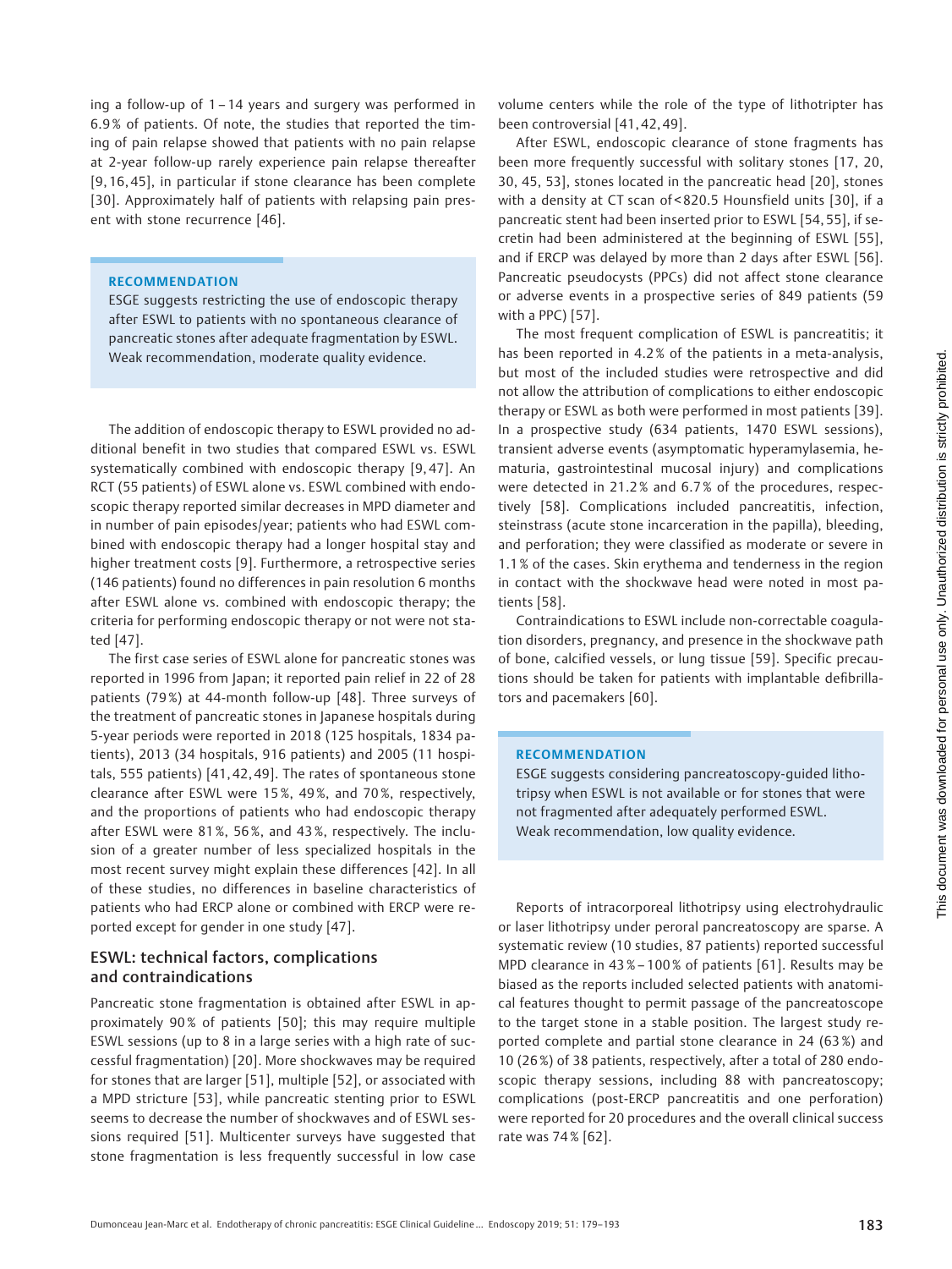ing a follow-up of 1 – 14 years and surgery was performed in 6.9 % of patients. Of note, the studies that reported the timing of pain relapse showed that patients with no pain relapse at 2-year follow-up rarely experience pain relapse thereafter [9, 16, 45], in particular if stone clearance has been complete [30]. Approximately half of patients with relapsing pain present with stone recurrence [46].

> **RECOMMENDATION**
>
> ESGE suggests restricting the use of endoscopic therapy after ESWL to patients with no spontaneous clearance of pancreatic stones after adequate fragmentation by ESWL.
> Weak recommendation, moderate quality evidence.

The addition of endoscopic therapy to ESWL provided no additional benefit in two studies that compared ESWL vs. ESWL systematically combined with endoscopic therapy [9, 47]. An RCT (55 patients) of ESWL alone vs. ESWL combined with endoscopic therapy reported similar decreases in MPD diameter and in number of pain episodes/year; patients who had ESWL combined with endoscopic therapy had a longer hospital stay and higher treatment costs [9]. Furthermore, a retrospective series (146 patients) found no differences in pain resolution 6 months after ESWL alone vs. combined with endoscopic therapy; the criteria for performing endoscopic therapy or not were not stated [47].

The first case series of ESWL alone for pancreatic stones was reported in 1996 from Japan; it reported pain relief in 22 of 28 patients (79 %) at 44-month follow-up [48]. Three surveys of the treatment of pancreatic stones in Japanese hospitals during 5-year periods were reported in 2018 (125 hospitals, 1834 patients), 2013 (34 hospitals, 916 patients) and 2005 (11 hospitals, 555 patients) [41, 42, 49]. The rates of spontaneous stone clearance after ESWL were 15 %, 49 %, and 70 %, respectively, and the proportions of patients who had endoscopic therapy after ESWL were 81 %, 56 %, and 43 %, respectively. The inclusion of a greater number of less specialized hospitals in the most recent survey might explain these differences [42]. In all of these studies, no differences in baseline characteristics of patients who had ERCP alone or combined with ERCP were reported except for gender in one study [47].

## ESWL: technical factors, complications and contraindications

Pancreatic stone fragmentation is obtained after ESWL in approximately 90 % of patients [50]; this may require multiple ESWL sessions (up to 8 in a large series with a high rate of successful fragmentation) [20]. More shockwaves may be required for stones that are larger [51], multiple [52], or associated with a MPD stricture [53], while pancreatic stenting prior to ESWL seems to decrease the number of shockwaves and of ESWL sessions required [51]. Multicenter surveys have suggested that stone fragmentation is less frequently successful in low case volume centers while the role of the type of lithotripter has been controversial [41, 42, 49].

After ESWL, endoscopic clearance of stone fragments has been more frequently successful with solitary stones [17, 20, 30, 45, 53], stones located in the pancreatic head [20], stones with a density at CT scan of < 820.5 Hounsfield units [30], if a pancreatic stent had been inserted prior to ESWL [54, 55], if secretin had been administered at the beginning of ESWL [55], and if ERCP was delayed by more than 2 days after ESWL [56]. Pancreatic pseudocysts (PPCs) did not affect stone clearance or adverse events in a prospective series of 849 patients (59 with a PPC) [57].

The most frequent complication of ESWL is pancreatitis; it has been reported in 4.2 % of the patients in a meta-analysis, but most of the included studies were retrospective and did not allow the attribution of complications to either endoscopic therapy or ESWL as both were performed in most patients [39]. In a prospective study (634 patients, 1470 ESWL sessions), transient adverse events (asymptomatic hyperamylasemia, hematuria, gastrointestinal mucosal injury) and complications were detected in 21.2 % and 6.7 % of the procedures, respectively [58]. Complications included pancreatitis, infection, steinstrass (acute stone incarceration in the papilla), bleeding, and perforation; they were classified as moderate or severe in 1.1 % of the cases. Skin erythema and tenderness in the region in contact with the shockwave head were noted in most patients [58].

Contraindications to ESWL include non-correctable coagulation disorders, pregnancy, and presence in the shockwave path of bone, calcified vessels, or lung tissue [59]. Specific precautions should be taken for patients with implantable defibrillators and pacemakers [60].

> **RECOMMENDATION**
>
> ESGE suggests considering pancreatoscopy-guided lithotripsy when ESWL is not available or for stones that were not fragmented after adequately performed ESWL.
> Weak recommendation, low quality evidence.

Reports of intracorporeal lithotripsy using electrohydraulic or laser lithotripsy under peroral pancreatoscopy are sparse. A systematic review (10 studies, 87 patients) reported successful MPD clearance in 43 % – 100 % of patients [61]. Results may be biased as the reports included selected patients with anatomical features thought to permit passage of the pancreatoscope to the target stone in a stable position. The largest study reported complete and partial stone clearance in 24 (63 %) and 10 (26 %) of 38 patients, respectively, after a total of 280 endoscopic therapy sessions, including 88 with pancreatoscopy; complications (post-ERCP pancreatitis and one perforation) were reported for 20 procedures and the overall clinical success rate was 74 % [62].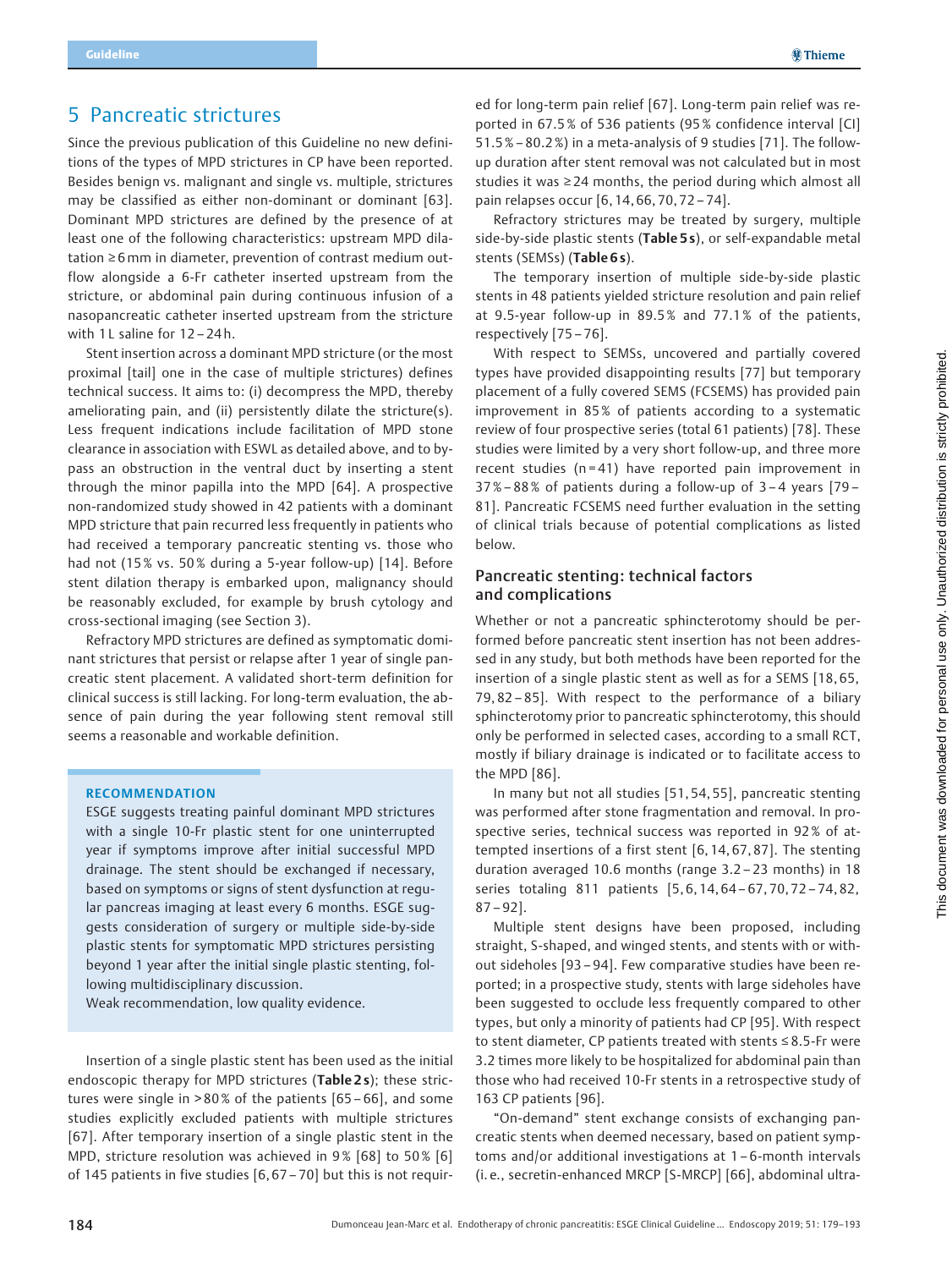# 5 Pancreatic strictures

Since the previous publication of this Guideline no new definitions of the types of MPD strictures in CP have been reported. Besides benign vs. malignant and single vs. multiple, strictures may be classified as either non-dominant or dominant [63]. Dominant MPD strictures are defined by the presence of at least one of the following characteristics: upstream MPD dilatation ≥ 6 mm in diameter, prevention of contrast medium outflow alongside a 6-Fr catheter inserted upstream from the stricture, or abdominal pain during continuous infusion of a nasopancreatic catheter inserted upstream from the stricture with 1 L saline for 12 – 24 h.

Stent insertion across a dominant MPD stricture (or the most proximal [tail] one in the case of multiple strictures) defines technical success. It aims to: (i) decompress the MPD, thereby ameliorating pain, and (ii) persistently dilate the stricture(s). Less frequent indications include facilitation of MPD stone clearance in association with ESWL as detailed above, and to bypass an obstruction in the ventral duct by inserting a stent through the minor papilla into the MPD [64]. A prospective non-randomized study showed in 42 patients with a dominant MPD stricture that pain recurred less frequently in patients who had received a temporary pancreatic stenting vs. those who had not (15 % vs. 50 % during a 5-year follow-up) [14]. Before stent dilation therapy is embarked upon, malignancy should be reasonably excluded, for example by brush cytology and cross-sectional imaging (see Section 3).

Refractory MPD strictures are defined as symptomatic dominant strictures that persist or relapse after 1 year of single pancreatic stent placement. A validated short-term definition for clinical success is still lacking. For long-term evaluation, the absence of pain during the year following stent removal still seems a reasonable and workable definition.

**RECOMMENDATION**

ESGE suggests treating painful dominant MPD strictures with a single 10-Fr plastic stent for one uninterrupted year if symptoms improve after initial successful MPD drainage. The stent should be exchanged if necessary, based on symptoms or signs of stent dysfunction at regular pancreas imaging at least every 6 months. ESGE suggests consideration of surgery or multiple side-by-side plastic stents for symptomatic MPD strictures persisting beyond 1 year after the initial single plastic stenting, following multidisciplinary discussion.

Weak recommendation, low quality evidence.

Insertion of a single plastic stent has been used as the initial endoscopic therapy for MPD strictures (**Table 2 s**); these strictures were single in > 80 % of the patients [65 – 66], and some studies explicitly excluded patients with multiple strictures [67]. After temporary insertion of a single plastic stent in the MPD, stricture resolution was achieved in 9 % [68] to 50 % [6] of 145 patients in five studies [6, 67 – 70] but this is not required for long-term pain relief [67]. Long-term pain relief was reported in 67.5 % of 536 patients (95 % confidence interval [CI] 51.5 % – 80.2 %) in a meta-analysis of 9 studies [71]. The follow-up duration after stent removal was not calculated but in most studies it was ≥ 24 months, the period during which almost all pain relapses occur [6, 14, 66, 70, 72 – 74].

Refractory strictures may be treated by surgery, multiple side-by-side plastic stents (**Table 5 s**), or self-expandable metal stents (SEMSs) (**Table 6 s**).

The temporary insertion of multiple side-by-side plastic stents in 48 patients yielded stricture resolution and pain relief at 9.5-year follow-up in 89.5 % and 77.1 % of the patients, respectively [75 – 76].

With respect to SEMSs, uncovered and partially covered types have provided disappointing results [77] but temporary placement of a fully covered SEMS (FCSEMS) has provided pain improvement in 85 % of patients according to a systematic review of four prospective series (total 61 patients) [78]. These studies were limited by a very short follow-up, and three more recent studies (n = 41) have reported pain improvement in 37 % – 88 % of patients during a follow-up of 3 – 4 years [79 – 81]. Pancreatic FCSEMS need further evaluation in the setting of clinical trials because of potential complications as listed below.

## Pancreatic stenting: technical factors and complications

Whether or not a pancreatic sphincterotomy should be performed before pancreatic stent insertion has not been addressed in any study, but both methods have been reported for the insertion of a single plastic stent as well as for a SEMS [18, 65, 79, 82 – 85]. With respect to the performance of a biliary sphincterotomy prior to pancreatic sphincterotomy, this should only be performed in selected cases, according to a small RCT, mostly if biliary drainage is indicated or to facilitate access to the MPD [86].

In many but not all studies [51, 54, 55], pancreatic stenting was performed after stone fragmentation and removal. In prospective series, technical success was reported in 92 % of attempted insertions of a first stent [6, 14, 67, 87]. The stenting duration averaged 10.6 months (range 3.2 – 23 months) in 18 series totaling 811 patients [5, 6, 14, 64 – 67, 70, 72 – 74, 82, 87 – 92].

Multiple stent designs have been proposed, including straight, S-shaped, and winged stents, and stents with or without sideholes [93 – 94]. Few comparative studies have been reported; in a prospective study, stents with large sideholes have been suggested to occlude less frequently compared to other types, but only a minority of patients had CP [95]. With respect to stent diameter, CP patients treated with stents ≤ 8.5-Fr were 3.2 times more likely to be hospitalized for abdominal pain than those who had received 10-Fr stents in a retrospective study of 163 CP patients [96].

"On-demand" stent exchange consists of exchanging pancreatic stents when deemed necessary, based on patient symptoms and/or additional investigations at 1 – 6-month intervals (i. e., secretin-enhanced MRCP [S-MRCP] [66], abdominal ultra-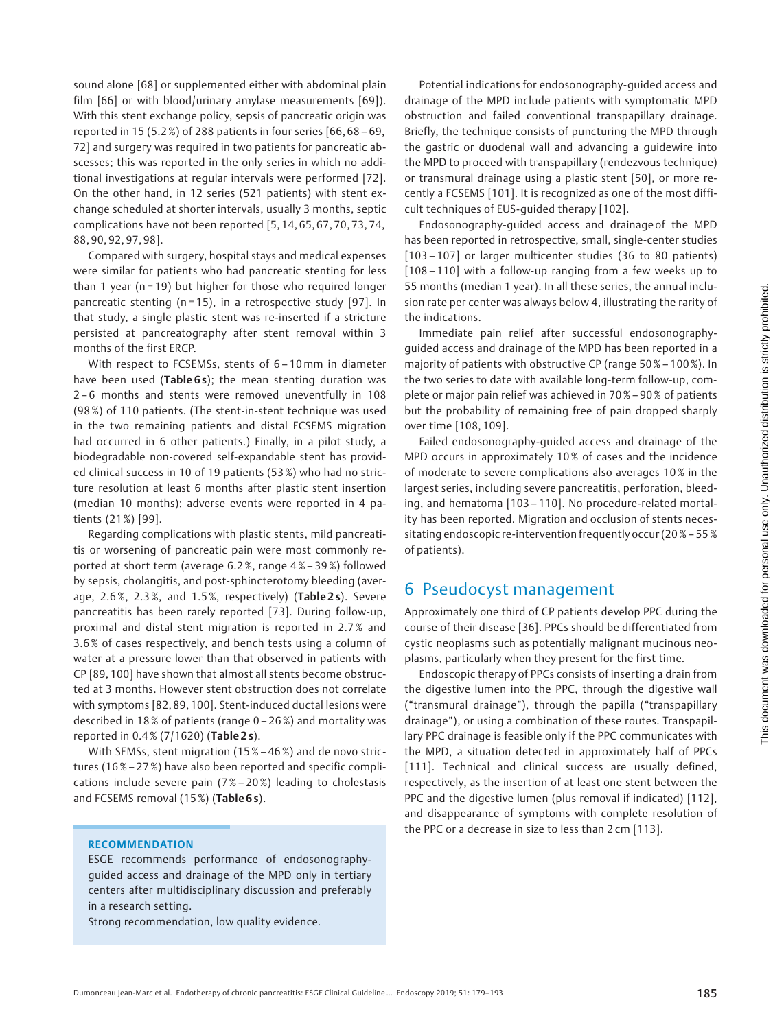sound alone [68] or supplemented either with abdominal plain film [66] or with blood/urinary amylase measurements [69]). With this stent exchange policy, sepsis of pancreatic origin was reported in 15 (5.2 %) of 288 patients in four series [66, 68 – 69, 72] and surgery was required in two patients for pancreatic abscesses; this was reported in the only series in which no additional investigations at regular intervals were performed [72]. On the other hand, in 12 series (521 patients) with stent exchange scheduled at shorter intervals, usually 3 months, septic complications have not been reported [5, 14, 65, 67, 70, 73, 74, 88, 90, 92, 97, 98].

Compared with surgery, hospital stays and medical expenses were similar for patients who had pancreatic stenting for less than 1 year (n = 19) but higher for those who required longer pancreatic stenting (n = 15), in a retrospective study [97]. In that study, a single plastic stent was re-inserted if a stricture persisted at pancreatography after stent removal within 3 months of the first ERCP.

With respect to FCSEMSs, stents of 6 – 10 mm in diameter have been used (**Table 6 s**); the mean stenting duration was 2 – 6 months and stents were removed uneventfully in 108 (98 %) of 110 patients. (The stent-in-stent technique was used in the two remaining patients and distal FCSEMS migration had occurred in 6 other patients.) Finally, in a pilot study, a biodegradable non-covered self-expandable stent has provided clinical success in 10 of 19 patients (53 %) who had no stricture resolution at least 6 months after plastic stent insertion (median 10 months); adverse events were reported in 4 patients (21 %) [99].

Regarding complications with plastic stents, mild pancreatitis or worsening of pancreatic pain were most commonly reported at short term (average 6.2 %, range 4 % – 39 %) followed by sepsis, cholangitis, and post-sphincterotomy bleeding (average, 2.6 %, 2.3 %, and 1.5 %, respectively) (**Table 2 s**). Severe pancreatitis has been rarely reported [73]. During follow-up, proximal and distal stent migration is reported in 2.7 % and 3.6 % of cases respectively, and bench tests using a column of water at a pressure lower than that observed in patients with CP [89, 100] have shown that almost all stents become obstructed at 3 months. However stent obstruction does not correlate with symptoms [82, 89, 100]. Stent-induced ductal lesions were described in 18 % of patients (range 0 – 26 %) and mortality was reported in 0.4 % (7/1620) (**Table 2 s**).

With SEMSs, stent migration (15 % – 46 %) and de novo strictures (16 % – 27 %) have also been reported and specific complications include severe pain (7 % – 20 %) leading to cholestasis and FCSEMS removal (15 %) (**Table 6 s**).

> **RECOMMENDATION**
>
> ESGE recommends performance of endosonography-guided access and drainage of the MPD only in tertiary centers after multidisciplinary discussion and preferably in a research setting.
>
> Strong recommendation, low quality evidence.

Potential indications for endosonography-guided access and drainage of the MPD include patients with symptomatic MPD obstruction and failed conventional transpapillary drainage. Briefly, the technique consists of puncturing the MPD through the gastric or duodenal wall and advancing a guidewire into the MPD to proceed with transpapillary (rendezvous technique) or transmural drainage using a plastic stent [50], or more recently a FCSEMS [101]. It is recognized as one of the most difficult techniques of EUS-guided therapy [102].

Endosonography-guided access and drainage of the MPD has been reported in retrospective, small, single-center studies [103 – 107] or larger multicenter studies (36 to 80 patients) [108 – 110] with a follow-up ranging from a few weeks up to 55 months (median 1 year). In all these series, the annual inclusion rate per center was always below 4, illustrating the rarity of the indications.

Immediate pain relief after successful endosonography-guided access and drainage of the MPD has been reported in a majority of patients with obstructive CP (range 50 % – 100 %). In the two series to date with available long-term follow-up, complete or major pain relief was achieved in 70 % – 90 % of patients but the probability of remaining free of pain dropped sharply over time [108, 109].

Failed endosonography-guided access and drainage of the MPD occurs in approximately 10 % of cases and the incidence of moderate to severe complications also averages 10 % in the largest series, including severe pancreatitis, perforation, bleeding, and hematoma [103 – 110]. No procedure-related mortality has been reported. Migration and occlusion of stents necessitating endoscopic re-intervention frequently occur (20 % – 55 % of patients).

## 6 Pseudocyst management

Approximately one third of CP patients develop PPC during the course of their disease [36]. PPCs should be differentiated from cystic neoplasms such as potentially malignant mucinous neoplasms, particularly when they present for the first time.

Endoscopic therapy of PPCs consists of inserting a drain from the digestive lumen into the PPC, through the digestive wall ("transmural drainage"), through the papilla ("transpapillary drainage"), or using a combination of these routes. Transpapillary PPC drainage is feasible only if the PPC communicates with the MPD, a situation detected in approximately half of PPCs [111]. Technical and clinical success are usually defined, respectively, as the insertion of at least one stent between the PPC and the digestive lumen (plus removal if indicated) [112], and disappearance of symptoms with complete resolution of the PPC or a decrease in size to less than 2 cm [113].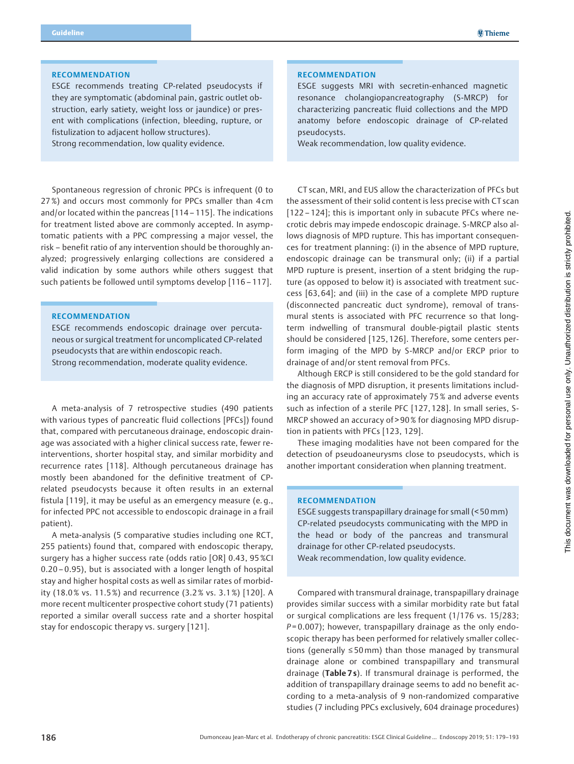**RECOMMENDATION**

ESGE recommends treating CP-related pseudocysts if they are symptomatic (abdominal pain, gastric outlet obstruction, early satiety, weight loss or jaundice) or present with complications (infection, bleeding, rupture, or fistulization to adjacent hollow structures).
Strong recommendation, low quality evidence.

Spontaneous regression of chronic PPCs is infrequent (0 to 27%) and occurs most commonly for PPCs smaller than 4 cm and/or located within the pancreas [114 – 115]. The indications for treatment listed above are commonly accepted. In asymptomatic patients with a PPC compressing a major vessel, the risk – benefit ratio of any intervention should be thoroughly analyzed; progressively enlarging collections are considered a valid indication by some authors while others suggest that such patients be followed until symptoms develop [116 – 117].

**RECOMMENDATION**

ESGE recommends endoscopic drainage over percutaneous or surgical treatment for uncomplicated CP-related pseudocysts that are within endoscopic reach.
Strong recommendation, moderate quality evidence.

A meta-analysis of 7 retrospective studies (490 patients with various types of pancreatic fluid collections [PFCs]) found that, compared with percutaneous drainage, endoscopic drainage was associated with a higher clinical success rate, fewer reinterventions, shorter hospital stay, and similar morbidity and recurrence rates [118]. Although percutaneous drainage has mostly been abandoned for the definitive treatment of CP-related pseudocysts because it often results in an external fistula [119], it may be useful as an emergency measure (e. g., for infected PPC not accessible to endoscopic drainage in a frail patient).

A meta-analysis (5 comparative studies including one RCT, 255 patients) found that, compared with endoscopic therapy, surgery has a higher success rate (odds ratio [OR] 0.43, 95 %CI 0.20 – 0.95), but is associated with a longer length of hospital stay and higher hospital costs as well as similar rates of morbidity (18.0 % vs. 11.5 %) and recurrence (3.2 % vs. 3.1 %) [120]. A more recent multicenter prospective cohort study (71 patients) reported a similar overall success rate and a shorter hospital stay for endoscopic therapy vs. surgery [121].

**RECOMMENDATION**

ESGE suggests MRI with secretin-enhanced magnetic resonance cholangiopancreatography (S-MRCP) for characterizing pancreatic fluid collections and the MPD anatomy before endoscopic drainage of CP-related pseudocysts.
Weak recommendation, low quality evidence.

CT scan, MRI, and EUS allow the characterization of PFCs but the assessment of their solid content is less precise with CT scan [122 – 124]; this is important only in subacute PFCs where necrotic debris may impede endoscopic drainage. S-MRCP also allows diagnosis of MPD rupture. This has important consequences for treatment planning: (i) in the absence of MPD rupture, endoscopic drainage can be transmural only; (ii) if a partial MPD rupture is present, insertion of a stent bridging the rupture (as opposed to below it) is associated with treatment success [63, 64]; and (iii) in the case of a complete MPD rupture (disconnected pancreatic duct syndrome), removal of transmural stents is associated with PFC recurrence so that long-term indwelling of transmural double-pigtail plastic stents should be considered [125, 126]. Therefore, some centers perform imaging of the MPD by S-MRCP and/or ERCP prior to drainage of and/or stent removal from PFCs.

Although ERCP is still considered to be the gold standard for the diagnosis of MPD disruption, it presents limitations including an accuracy rate of approximately 75 % and adverse events such as infection of a sterile PFC [127, 128]. In small series, S-MRCP showed an accuracy of > 90 % for diagnosing MPD disruption in patients with PFCs [123, 129].

These imaging modalities have not been compared for the detection of pseudoaneurysms close to pseudocysts, which is another important consideration when planning treatment.

**RECOMMENDATION**

ESGE suggests transpapillary drainage for small (< 50 mm) CP-related pseudocysts communicating with the MPD in the head or body of the pancreas and transmural drainage for other CP-related pseudocysts.
Weak recommendation, low quality evidence.

Compared with transmural drainage, transpapillary drainage provides similar success with a similar morbidity rate but fatal or surgical complications are less frequent (1/176 vs. 15/283; $P = 0.007$); however, transpapillary drainage as the only endoscopic therapy has been performed for relatively smaller collections (generally ≤ 50 mm) than those managed by transmural drainage alone or combined transpapillary and transmural drainage (**Table 7 s**). If transmural drainage is performed, the addition of transpapillary drainage seems to add no benefit according to a meta-analysis of 9 non-randomized comparative studies (7 including PPCs exclusively, 604 drainage procedures)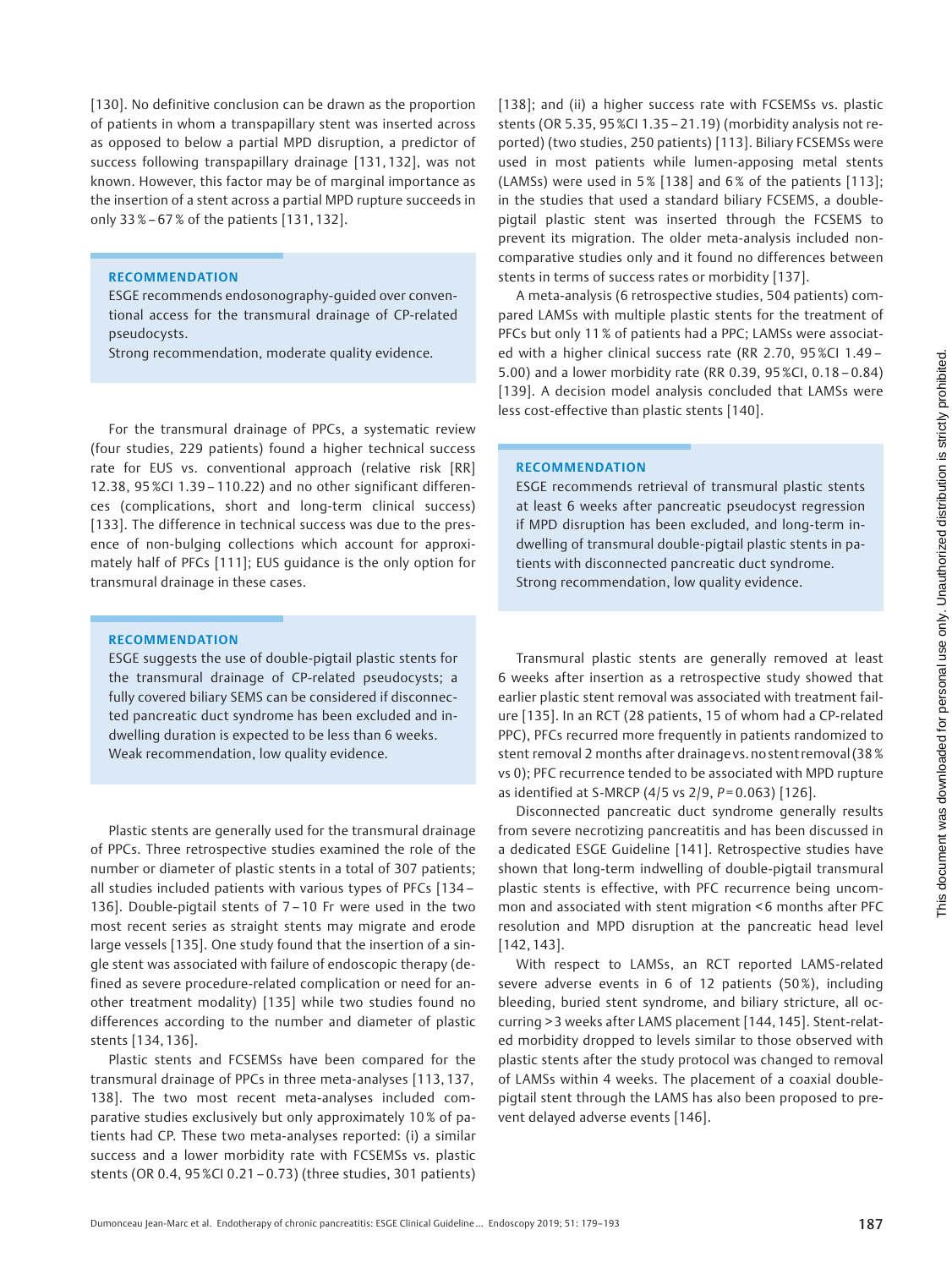[130]. No definitive conclusion can be drawn as the proportion of patients in whom a transpapillary stent was inserted across as opposed to below a partial MPD disruption, a predictor of success following transpapillary drainage [131, 132], was not known. However, this factor may be of marginal importance as the insertion of a stent across a partial MPD rupture succeeds in only 33 %–67 % of the patients [131, 132].

> **RECOMMENDATION**
>
> ESGE recommends endosonography-guided over conventional access for the transmural drainage of CP-related pseudocysts.
> Strong recommendation, moderate quality evidence.

For the transmural drainage of PPCs, a systematic review (four studies, 229 patients) found a higher technical success rate for EUS vs. conventional approach (relative risk [RR] 12.38, 95 %CI 1.39–110.22) and no other significant differences (complications, short and long-term clinical success) [133]. The difference in technical success was due to the presence of non-bulging collections which account for approximately half of PFCs [111]; EUS guidance is the only option for transmural drainage in these cases.

> **RECOMMENDATION**
>
> ESGE suggests the use of double-pigtail plastic stents for the transmural drainage of CP-related pseudocysts; a fully covered biliary SEMS can be considered if disconnected pancreatic duct syndrome has been excluded and indwelling duration is expected to be less than 6 weeks.
> Weak recommendation, low quality evidence.

Plastic stents are generally used for the transmural drainage of PPCs. Three retrospective studies examined the role of the number or diameter of plastic stents in a total of 307 patients; all studies included patients with various types of PFCs [134–136]. Double-pigtail stents of 7–10 Fr were used in the two most recent series as straight stents may migrate and erode large vessels [135]. One study found that the insertion of a single stent was associated with failure of endoscopic therapy (defined as severe procedure-related complication or need for another treatment modality) [135] while two studies found no differences according to the number and diameter of plastic stents [134, 136].

Plastic stents and FCSEMSs have been compared for the transmural drainage of PPCs in three meta-analyses [113, 137, 138]. The two most recent meta-analyses included comparative studies exclusively but only approximately 10 % of patients had CP. These two meta-analyses reported: (i) a similar success and a lower morbidity rate with FCSEMSs vs. plastic stents (OR 0.4, 95 %CI 0.21–0.73) (three studies, 301 patients) [138]; and (ii) a higher success rate with FCSEMSs vs. plastic stents (OR 5.35, 95 %CI 1.35–21.19) (morbidity analysis not reported) (two studies, 250 patients) [113]. Biliary FCSEMSs were used in most patients while lumen-apposing metal stents (LAMSs) were used in 5 % [138] and 6 % of the patients [113]; in the studies that used a standard biliary FCSEMS, a double-pigtail plastic stent was inserted through the FCSEMS to prevent its migration. The older meta-analysis included non-comparative studies only and it found no differences between stents in terms of success rates or morbidity [137].

A meta-analysis (6 retrospective studies, 504 patients) compared LAMSs with multiple plastic stents for the treatment of PFCs but only 11 % of patients had a PPC; LAMSs were associated with a higher clinical success rate (RR 2.70, 95 %CI 1.49–5.00) and a lower morbidity rate (RR 0.39, 95 %CI, 0.18–0.84) [139]. A decision model analysis concluded that LAMSs were less cost-effective than plastic stents [140].

> **RECOMMENDATION**
>
> ESGE recommends retrieval of transmural plastic stents at least 6 weeks after pancreatic pseudocyst regression if MPD disruption has been excluded, and long-term indwelling of transmural double-pigtail plastic stents in patients with disconnected pancreatic duct syndrome.
> Strong recommendation, low quality evidence.

Transmural plastic stents are generally removed at least 6 weeks after insertion as a retrospective study showed that earlier plastic stent removal was associated with treatment failure [135]. In an RCT (28 patients, 15 of whom had a CP-related PPC), PFCs recurred more frequently in patients randomized to stent removal 2 months after drainage vs. no stent removal (38 % vs 0); PFC recurrence tended to be associated with MPD rupture as identified at S-MRCP (4/5 vs 2/9, $P = 0.063$) [126].

Disconnected pancreatic duct syndrome generally results from severe necrotizing pancreatitis and has been discussed in a dedicated ESGE Guideline [141]. Retrospective studies have shown that long-term indwelling of double-pigtail transmural plastic stents is effective, with PFC recurrence being uncommon and associated with stent migration < 6 months after PFC resolution and MPD disruption at the pancreatic head level [142, 143].

With respect to LAMSs, an RCT reported LAMS-related severe adverse events in 6 of 12 patients (50 %), including bleeding, buried stent syndrome, and biliary stricture, all occurring > 3 weeks after LAMS placement [144, 145]. Stent-related morbidity dropped to levels similar to those observed with plastic stents after the study protocol was changed to removal of LAMSs within 4 weeks. The placement of a coaxial double-pigtail stent through the LAMS has also been proposed to prevent delayed adverse events [146].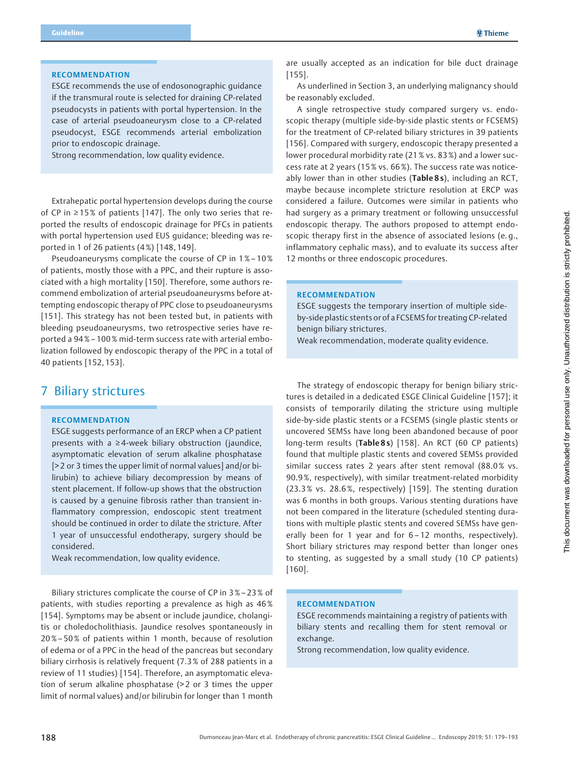**RECOMMENDATION**

ESGE recommends the use of endosonographic guidance if the transmural route is selected for draining CP-related pseudocysts in patients with portal hypertension. In the case of arterial pseudoaneurysm close to a CP-related pseudocyst, ESGE recommends arterial embolization prior to endoscopic drainage.

Strong recommendation, low quality evidence.

Extrahepatic portal hypertension develops during the course of CP in ≥ 15 % of patients [147]. The only two series that reported the results of endoscopic drainage for PFCs in patients with portal hypertension used EUS guidance; bleeding was reported in 1 of 26 patients (4 %) [148, 149].

Pseudoaneurysms complicate the course of CP in 1 % – 10 % of patients, mostly those with a PPC, and their rupture is associated with a high mortality [150]. Therefore, some authors recommend embolization of arterial pseudoaneurysms before attempting endoscopic therapy of PPC close to pseudoaneurysms [151]. This strategy has not been tested but, in patients with bleeding pseudoaneurysms, two retrospective series have reported a 94 % – 100 % mid-term success rate with arterial embolization followed by endoscopic therapy of the PPC in a total of 40 patients [152, 153].

# 7 Biliary strictures

**RECOMMENDATION**

ESGE suggests performance of an ERCP when a CP patient presents with a ≥ 4-week biliary obstruction (jaundice, asymptomatic elevation of serum alkaline phosphatase [> 2 or 3 times the upper limit of normal values] and/or bilirubin) to achieve biliary decompression by means of stent placement. If follow-up shows that the obstruction is caused by a genuine fibrosis rather than transient inflammatory compression, endoscopic stent treatment should be continued in order to dilate the stricture. After 1 year of unsuccessful endotherapy, surgery should be considered.

Weak recommendation, low quality evidence.

Biliary strictures complicate the course of CP in 3 % – 23 % of patients, with studies reporting a prevalence as high as 46 % [154]. Symptoms may be absent or include jaundice, cholangitis or choledocholithiasis. Jaundice resolves spontaneously in 20 % – 50 % of patients within 1 month, because of resolution of edema or of a PPC in the head of the pancreas but secondary biliary cirrhosis is relatively frequent (7.3 % of 288 patients in a review of 11 studies) [154]. Therefore, an asymptomatic elevation of serum alkaline phosphatase (> 2 or 3 times the upper limit of normal values) and/or bilirubin for longer than 1 month are usually accepted as an indication for bile duct drainage [155].

As underlined in Section 3, an underlying malignancy should be reasonably excluded.

A single retrospective study compared surgery vs. endoscopic therapy (multiple side-by-side plastic stents or FCSEMS) for the treatment of CP-related biliary strictures in 39 patients [156]. Compared with surgery, endoscopic therapy presented a lower procedural morbidity rate (21 % vs. 83 %) and a lower success rate at 2 years (15 % vs. 66 %). The success rate was noticeably lower than in other studies (**Table 8 s**), including an RCT, maybe because incomplete stricture resolution at ERCP was considered a failure. Outcomes were similar in patients who had surgery as a primary treatment or following unsuccessful endoscopic therapy. The authors proposed to attempt endoscopic therapy first in the absence of associated lesions (e. g., inflammatory cephalic mass), and to evaluate its success after 12 months or three endoscopic procedures.

**RECOMMENDATION**

ESGE suggests the temporary insertion of multiple side-by-side plastic stents or of a FCSEMS for treating CP-related benign biliary strictures.

Weak recommendation, moderate quality evidence.

The strategy of endoscopic therapy for benign biliary strictures is detailed in a dedicated ESGE Clinical Guideline [157]; it consists of temporarily dilating the stricture using multiple side-by-side plastic stents or a FCSEMS (single plastic stents or uncovered SEMSs have long been abandoned because of poor long-term results (**Table 8 s**) [158]. An RCT (60 CP patients) found that multiple plastic stents and covered SEMSs provided similar success rates 2 years after stent removal (88.0 % vs. 90.9 %, respectively), with similar treatment-related morbidity (23.3 % vs. 28.6 %, respectively) [159]. The stenting duration was 6 months in both groups. Various stenting durations have not been compared in the literature (scheduled stenting durations with multiple plastic stents and covered SEMSs have generally been for 1 year and for 6 – 12 months, respectively). Short biliary strictures may respond better than longer ones to stenting, as suggested by a small study (10 CP patients) [160].

**RECOMMENDATION**

ESGE recommends maintaining a registry of patients with biliary stents and recalling them for stent removal or exchange.

Strong recommendation, low quality evidence.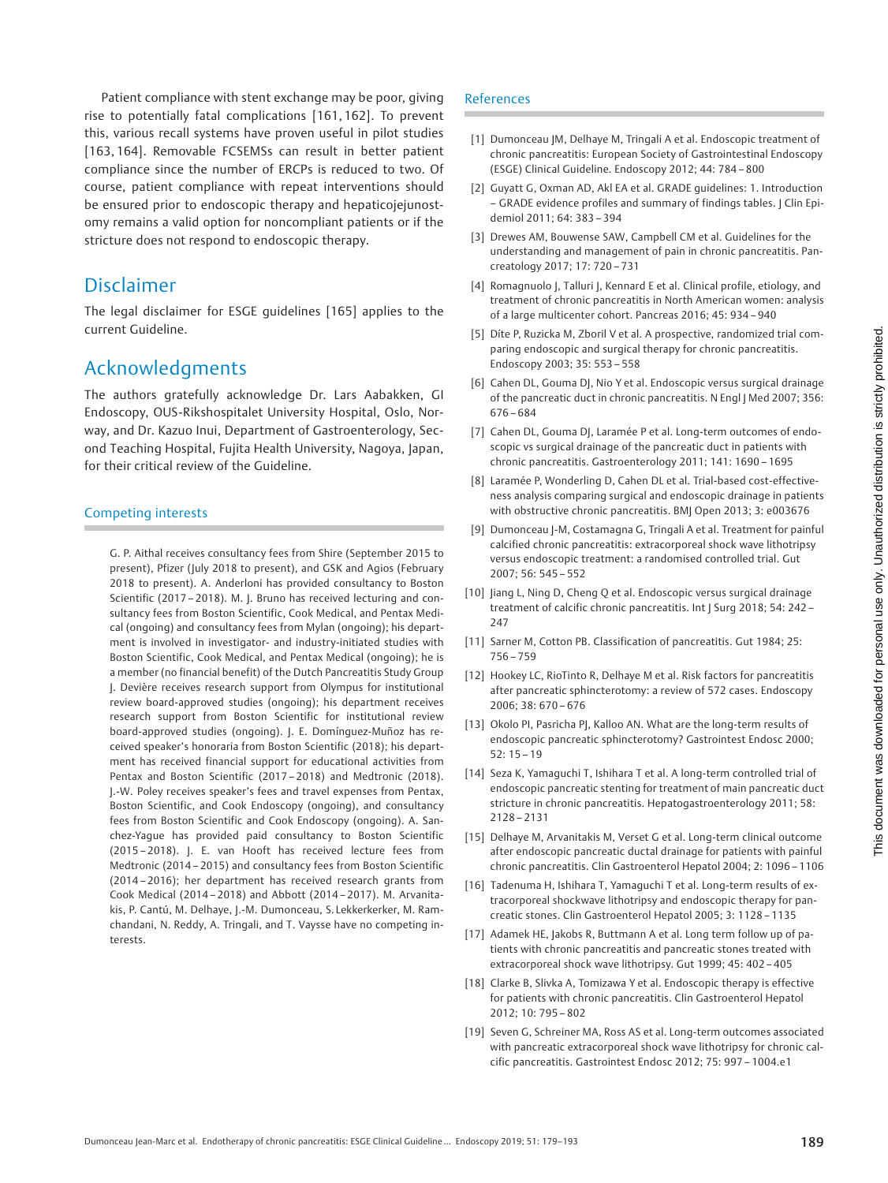Patient compliance with stent exchange may be poor, giving rise to potentially fatal complications [161, 162]. To prevent this, various recall systems have proven useful in pilot studies [163, 164]. Removable FCSEMSs can result in better patient compliance since the number of ERCPs is reduced to two. Of course, patient compliance with repeat interventions should be ensured prior to endoscopic therapy and hepaticojejunostomy remains a valid option for noncompliant patients or if the stricture does not respond to endoscopic therapy.

## Disclaimer

The legal disclaimer for ESGE guidelines [165] applies to the current Guideline.

## Acknowledgments

The authors gratefully acknowledge Dr. Lars Aabakken, GI Endoscopy, OUS-Rikshospitalet University Hospital, Oslo, Norway, and Dr. Kazuo Inui, Department of Gastroenterology, Second Teaching Hospital, Fujita Health University, Nagoya, Japan, for their critical review of the Guideline.

### Competing interests

G. P. Aithal receives consultancy fees from Shire (September 2015 to present), Pfizer (July 2018 to present), and GSK and Agios (February 2018 to present). A. Anderloni has provided consultancy to Boston Scientific (2017–2018). M. J. Bruno has received lecturing and consultancy fees from Boston Scientific, Cook Medical, and Pentax Medical (ongoing) and consultancy fees from Mylan (ongoing); his department is involved in investigator- and industry-initiated studies with Boston Scientific, Cook Medical, and Pentax Medical (ongoing); he is a member (no financial benefit) of the Dutch Pancreatitis Study Group J. Devière receives research support from Olympus for institutional review board-approved studies (ongoing); his department receives research support from Boston Scientific for institutional review board-approved studies (ongoing). J. E. Domínguez-Muñoz has received speaker's honoraria from Boston Scientific (2018); his department has received financial support for educational activities from Pentax and Boston Scientific (2017–2018) and Medtronic (2018). J.-W. Poley receives speaker's fees and travel expenses from Pentax, Boston Scientific, and Cook Endoscopy (ongoing), and consultancy fees from Boston Scientific and Cook Endoscopy (ongoing). A. Sanchez-Yague has provided paid consultancy to Boston Scientific (2015–2018). J. E. van Hooft has received lecture fees from Medtronic (2014–2015) and consultancy fees from Boston Scientific (2014–2016); her department has received research grants from Cook Medical (2014–2018) and Abbott (2014–2017). M. Arvanitakis, P. Cantú, M. Delhaye, J.-M. Dumonceau, S. Lekkerkerker, M. Ramchandani, N. Reddy, A. Tringali, and T. Vaysse have no competing interests.

### References

[1] Dumonceau JM, Delhaye M, Tringali A et al. Endoscopic treatment of chronic pancreatitis: European Society of Gastrointestinal Endoscopy (ESGE) Clinical Guideline. Endoscopy 2012; 44: 784–800

[2] Guyatt G, Oxman AD, Akl EA et al. GRADE guidelines: 1. Introduction – GRADE evidence profiles and summary of findings tables. J Clin Epidemiol 2011; 64: 383–394

[3] Drewes AM, Bouwense SAW, Campbell CM et al. Guidelines for the understanding and management of pain in chronic pancreatitis. Pancreatology 2017; 17: 720–731

[4] Romagnuolo J, Talluri J, Kennard E et al. Clinical profile, etiology, and treatment of chronic pancreatitis in North American women: analysis of a large multicenter cohort. Pancreas 2016; 45: 934–940

[5] Díte P, Ruzicka M, Zboril V et al. A prospective, randomized trial comparing endoscopic and surgical therapy for chronic pancreatitis. Endoscopy 2003; 35: 553–558

[6] Cahen DL, Gouma DJ, Nio Y et al. Endoscopic versus surgical drainage of the pancreatic duct in chronic pancreatitis. N Engl J Med 2007; 356: 676–684

[7] Cahen DL, Gouma DJ, Laramée P et al. Long-term outcomes of endoscopic vs surgical drainage of the pancreatic duct in patients with chronic pancreatitis. Gastroenterology 2011; 141: 1690–1695

[8] Laramée P, Wonderling D, Cahen DL et al. Trial-based cost-effectiveness analysis comparing surgical and endoscopic drainage in patients with obstructive chronic pancreatitis. BMJ Open 2013; 3: e003676

[9] Dumonceau J-M, Costamagna G, Tringali A et al. Treatment for painful calcified chronic pancreatitis: extracorporeal shock wave lithotripsy versus endoscopic treatment: a randomised controlled trial. Gut 2007; 56: 545–552

[10] Jiang L, Ning D, Cheng Q et al. Endoscopic versus surgical drainage treatment of calcific chronic pancreatitis. Int J Surg 2018; 54: 242–247

[11] Sarner M, Cotton PB. Classification of pancreatitis. Gut 1984; 25: 756–759

[12] Hookey LC, RioTinto R, Delhaye M et al. Risk factors for pancreatitis after pancreatic sphincterotomy: a review of 572 cases. Endoscopy 2006; 38: 670–676

[13] Okolo PI, Pasricha PJ, Kalloo AN. What are the long-term results of endoscopic pancreatic sphincterotomy? Gastrointest Endosc 2000; 52: 15–19

[14] Seza K, Yamaguchi T, Ishihara T et al. A long-term controlled trial of endoscopic pancreatic stenting for treatment of main pancreatic duct stricture in chronic pancreatitis. Hepatogastroenterology 2011; 58: 2128–2131

[15] Delhaye M, Arvanitakis M, Verset G et al. Long-term clinical outcome after endoscopic pancreatic ductal drainage for patients with painful chronic pancreatitis. Clin Gastroenterol Hepatol 2004; 2: 1096–1106

[16] Tadenuma H, Ishihara T, Yamaguchi T et al. Long-term results of extracorporeal shockwave lithotripsy and endoscopic therapy for pancreatic stones. Clin Gastroenterol Hepatol 2005; 3: 1128–1135

[17] Adamek HE, Jakobs R, Buttmann A et al. Long term follow up of patients with chronic pancreatitis and pancreatic stones treated with extracorporeal shock wave lithotripsy. Gut 1999; 45: 402–405

[18] Clarke B, Slivka A, Tomizawa Y et al. Endoscopic therapy is effective for patients with chronic pancreatitis. Clin Gastroenterol Hepatol 2012; 10: 795–802

[19] Seven G, Schreiner MA, Ross AS et al. Long-term outcomes associated with pancreatic extracorporeal shock wave lithotripsy for chronic calcific pancreatitis. Gastrointest Endosc 2012; 75: 997–1004.e1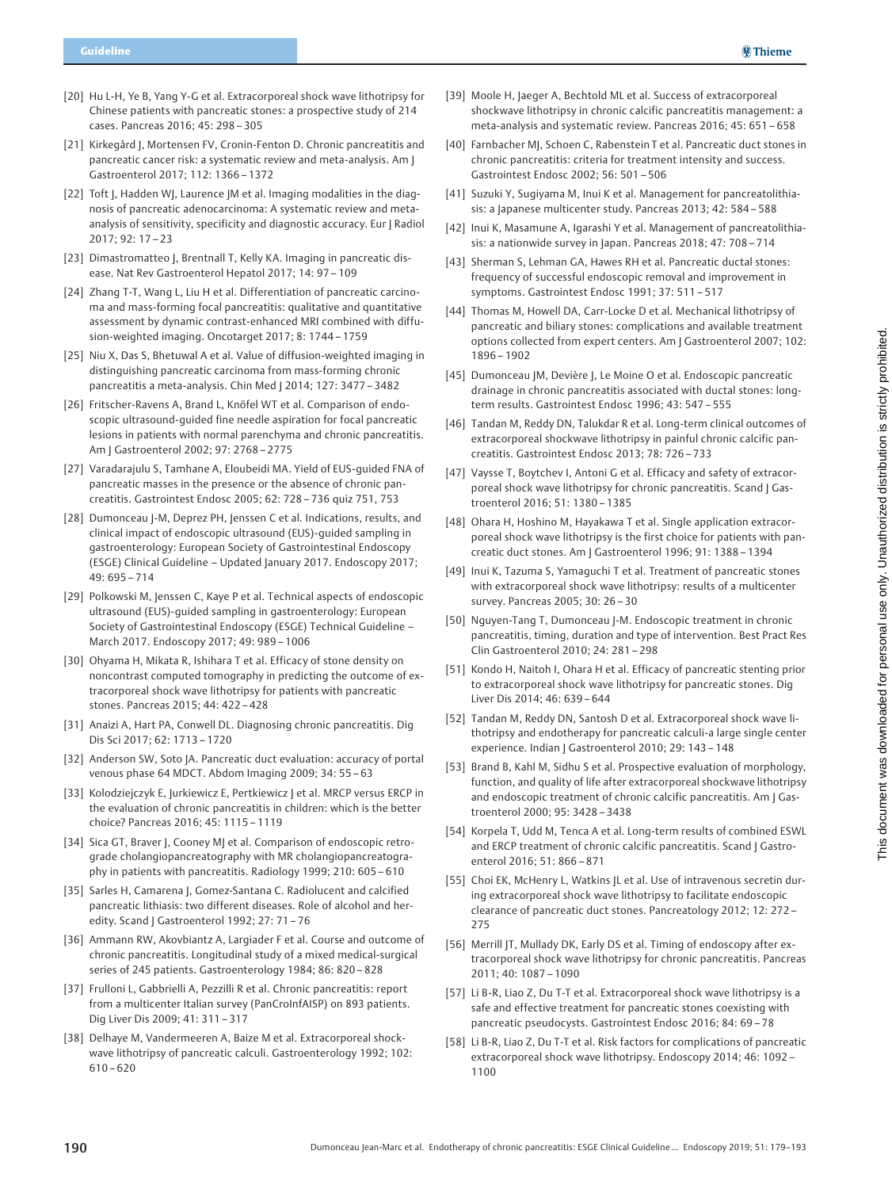[20] Hu L-H, Ye B, Yang Y-G et al. Extracorporeal shock wave lithotripsy for Chinese patients with pancreatic stones: a prospective study of 214 cases. Pancreas 2016; 45: 298 – 305

[21] Kirkegård J, Mortensen FV, Cronin-Fenton D. Chronic pancreatitis and pancreatic cancer risk: a systematic review and meta-analysis. Am J Gastroenterol 2017; 112: 1366 – 1372

[22] Toft J, Hadden WJ, Laurence JM et al. Imaging modalities in the diagnosis of pancreatic adenocarcinoma: A systematic review and meta-analysis of sensitivity, specificity and diagnostic accuracy. Eur J Radiol 2017; 92: 17 – 23

[23] Dimastromatteo J, Brentnall T, Kelly KA. Imaging in pancreatic disease. Nat Rev Gastroenterol Hepatol 2017; 14: 97 – 109

[24] Zhang T-T, Wang L, Liu H et al. Differentiation of pancreatic carcinoma and mass-forming focal pancreatitis: qualitative and quantitative assessment by dynamic contrast-enhanced MRI combined with diffusion-weighted imaging. Oncotarget 2017; 8: 1744 – 1759

[25] Niu X, Das S, Bhetuwal A et al. Value of diffusion-weighted imaging in distinguishing pancreatic carcinoma from mass-forming chronic pancreatitis a meta-analysis. Chin Med J 2014; 127: 3477 – 3482

[26] Fritscher-Ravens A, Brand L, Knöfel WT et al. Comparison of endoscopic ultrasound-guided fine needle aspiration for focal pancreatic lesions in patients with normal parenchyma and chronic pancreatitis. Am J Gastroenterol 2002; 97: 2768 – 2775

[27] Varadarajulu S, Tamhane A, Eloubeidi MA. Yield of EUS-guided FNA of pancreatic masses in the presence or the absence of chronic pancreatitis. Gastrointest Endosc 2005; 62: 728 – 736 quiz 751, 753

[28] Dumonceau J-M, Deprez PH, Jenssen C et al. Indications, results, and clinical impact of endoscopic ultrasound (EUS)-guided sampling in gastroenterology: European Society of Gastrointestinal Endoscopy (ESGE) Clinical Guideline – Updated January 2017. Endoscopy 2017; 49: 695 – 714

[29] Polkowski M, Jenssen C, Kaye P et al. Technical aspects of endoscopic ultrasound (EUS)-guided sampling in gastroenterology: European Society of Gastrointestinal Endoscopy (ESGE) Technical Guideline – March 2017. Endoscopy 2017; 49: 989 – 1006

[30] Ohyama H, Mikata R, Ishihara T et al. Efficacy of stone density on noncontrast computed tomography in predicting the outcome of extracorporeal shock wave lithotripsy for patients with pancreatic stones. Pancreas 2015; 44: 422 – 428

[31] Anaizi A, Hart PA, Conwell DL. Diagnosing chronic pancreatitis. Dig Dis Sci 2017; 62: 1713 – 1720

[32] Anderson SW, Soto JA. Pancreatic duct evaluation: accuracy of portal venous phase 64 MDCT. Abdom Imaging 2009; 34: 55 – 63

[33] Kolodziejczyk E, Jurkiewicz E, Pertkiewicz J et al. MRCP versus ERCP in the evaluation of chronic pancreatitis in children: which is the better choice? Pancreas 2016; 45: 1115 – 1119

[34] Sica GT, Braver J, Cooney MJ et al. Comparison of endoscopic retrograde cholangiopancreatography with MR cholangiopancreatography in patients with pancreatitis. Radiology 1999; 210: 605 – 610

[35] Sarles H, Camarena J, Gomez-Santana C. Radiolucent and calcified pancreatic lithiasis: two different diseases. Role of alcohol and heredity. Scand J Gastroenterol 1992; 27: 71 – 76

[36] Ammann RW, Akovbiantz A, Largiader F et al. Course and outcome of chronic pancreatitis. Longitudinal study of a mixed medical-surgical series of 245 patients. Gastroenterology 1984; 86: 820 – 828

[37] Frulloni L, Gabbrielli A, Pezzilli R et al. Chronic pancreatitis: report from a multicenter Italian survey (PanCroInfAISP) on 893 patients. Dig Liver Dis 2009; 41: 311 – 317

[38] Delhaye M, Vandermeeren A, Baize M et al. Extracorporeal shock-wave lithotripsy of pancreatic calculi. Gastroenterology 1992; 102: 610 – 620

[39] Moole H, Jaeger A, Bechtold ML et al. Success of extracorporeal shockwave lithotripsy in chronic calcific pancreatitis management: a meta-analysis and systematic review. Pancreas 2016; 45: 651 – 658

[40] Farnbacher MJ, Schoen C, Rabenstein T et al. Pancreatic duct stones in chronic pancreatitis: criteria for treatment intensity and success. Gastrointest Endosc 2002; 56: 501 – 506

[41] Suzuki Y, Sugiyama M, Inui K et al. Management for pancreatolithiasis: a Japanese multicenter study. Pancreas 2013; 42: 584 – 588

[42] Inui K, Masamune A, Igarashi Y et al. Management of pancreatolithiasis: a nationwide survey in Japan. Pancreas 2018; 47: 708 – 714

[43] Sherman S, Lehman GA, Hawes RH et al. Pancreatic ductal stones: frequency of successful endoscopic removal and improvement in symptoms. Gastrointest Endosc 1991; 37: 511 – 517

[44] Thomas M, Howell DA, Carr-Locke D et al. Mechanical lithotripsy of pancreatic and biliary stones: complications and available treatment options collected from expert centers. Am J Gastroenterol 2007; 102: 1896 – 1902

[45] Dumonceau JM, Devière J, Le Moine O et al. Endoscopic pancreatic drainage in chronic pancreatitis associated with ductal stones: long-term results. Gastrointest Endosc 1996; 43: 547 – 555

[46] Tandan M, Reddy DN, Talukdar R et al. Long-term clinical outcomes of extracorporeal shockwave lithotripsy in painful chronic calcific pancreatitis. Gastrointest Endosc 2013; 78: 726 – 733

[47] Vaysse T, Boytchev I, Antoni G et al. Efficacy and safety of extracorporeal shock wave lithotripsy for chronic pancreatitis. Scand J Gastroenterol 2016; 51: 1380 – 1385

[48] Ohara H, Hoshino M, Hayakawa T et al. Single application extracorporeal shock wave lithotripsy is the first choice for patients with pancreatic duct stones. Am J Gastroenterol 1996; 91: 1388 – 1394

[49] Inui K, Tazuma S, Yamaguchi T et al. Treatment of pancreatic stones with extracorporeal shock wave lithotripsy: results of a multicenter survey. Pancreas 2005; 30: 26 – 30

[50] Nguyen-Tang T, Dumonceau J-M. Endoscopic treatment in chronic pancreatitis, timing, duration and type of intervention. Best Pract Res Clin Gastroenterol 2010; 24: 281 – 298

[51] Kondo H, Naitoh I, Ohara H et al. Efficacy of pancreatic stenting prior to extracorporeal shock wave lithotripsy for pancreatic stones. Dig Liver Dis 2014; 46: 639 – 644

[52] Tandan M, Reddy DN, Santosh D et al. Extracorporeal shock wave lithotripsy and endotherapy for pancreatic calculi-a large single center experience. Indian J Gastroenterol 2010; 29: 143 – 148

[53] Brand B, Kahl M, Sidhu S et al. Prospective evaluation of morphology, function, and quality of life after extracorporeal shockwave lithotripsy and endoscopic treatment of chronic calcific pancreatitis. Am J Gastroenterol 2000; 95: 3428 – 3438

[54] Korpela T, Udd M, Tenca A et al. Long-term results of combined ESWL and ERCP treatment of chronic calcific pancreatitis. Scand J Gastroenterol 2016; 51: 866 – 871

[55] Choi EK, McHenry L, Watkins JL et al. Use of intravenous secretin during extracorporeal shock wave lithotripsy to facilitate endoscopic clearance of pancreatic duct stones. Pancreatology 2012; 12: 272 – 275

[56] Merrill JT, Mullady DK, Early DS et al. Timing of endoscopy after extracorporeal shock wave lithotripsy for chronic pancreatitis. Pancreas 2011; 40: 1087 – 1090

[57] Li B-R, Liao Z, Du T-T et al. Extracorporeal shock wave lithotripsy is a safe and effective treatment for pancreatic stones coexisting with pancreatic pseudocysts. Gastrointest Endosc 2016; 84: 69 – 78

[58] Li B-R, Liao Z, Du T-T et al. Risk factors for complications of pancreatic extracorporeal shock wave lithotripsy. Endoscopy 2014; 46: 1092 – 1100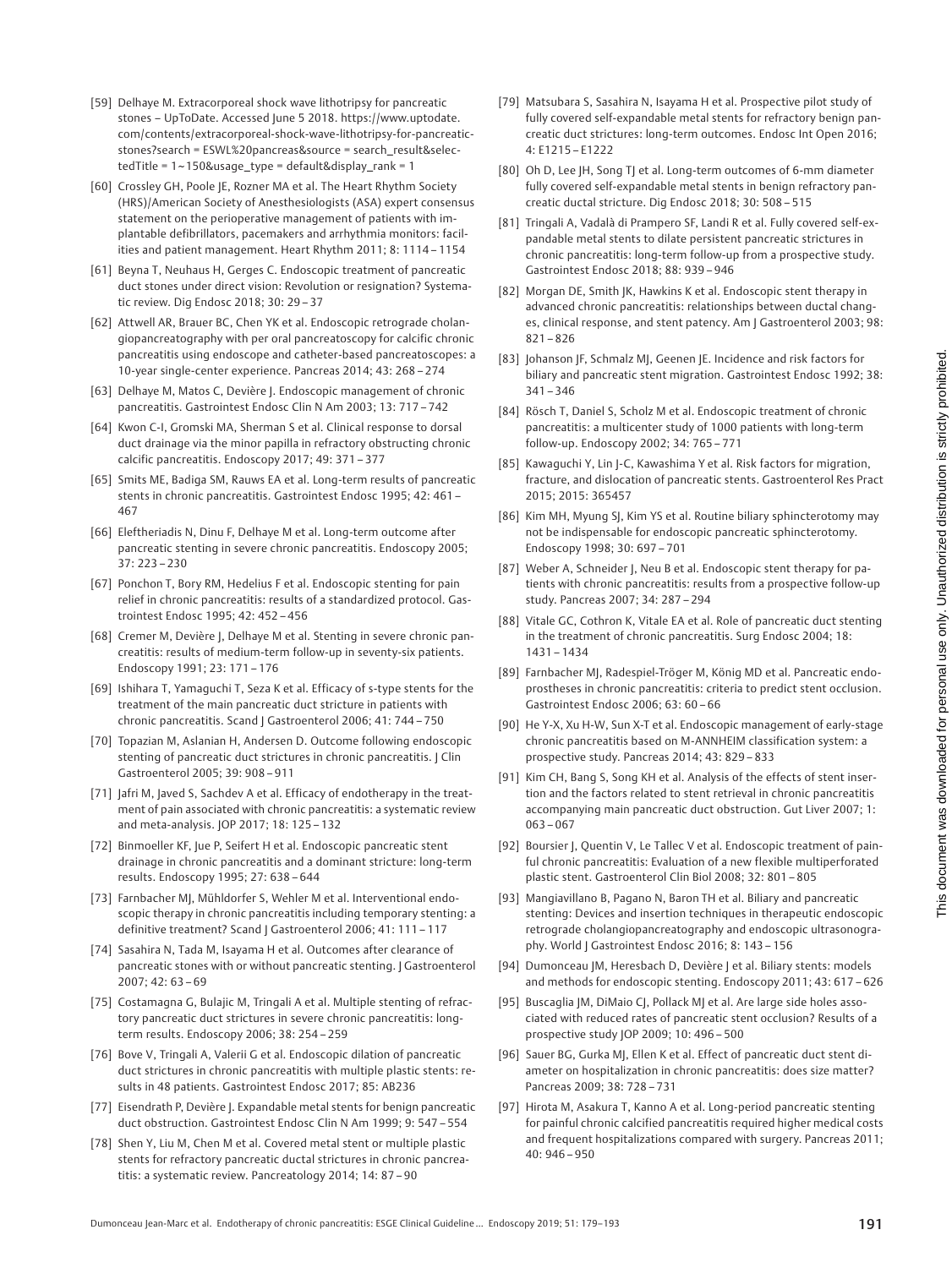[59] Delhaye M. Extracorporeal shock wave lithotripsy for pancreatic stones – UpToDate. Accessed June 5 2018. https://www.uptodate.com/contents/extracorporeal-shock-wave-lithotripsy-for-pancreatic-stones?search = ESWL%20pancreas&source = search_result&selectedTitle = 1~150&usage_type = default&display_rank = 1

[60] Crossley GH, Poole JE, Rozner MA et al. The Heart Rhythm Society (HRS)/American Society of Anesthesiologists (ASA) expert consensus statement on the perioperative management of patients with implantable defibrillators, pacemakers and arrhythmia monitors: facilities and patient management. Heart Rhythm 2011; 8: 1114 – 1154

[61] Beyna T, Neuhaus H, Gerges C. Endoscopic treatment of pancreatic duct stones under direct vision: Revolution or resignation? Systematic review. Dig Endosc 2018; 30: 29 – 37

[62] Attwell AR, Brauer BC, Chen YK et al. Endoscopic retrograde cholangiopancreatography with per oral pancreatoscopy for calcific chronic pancreatitis using endoscope and catheter-based pancreatoscopes: a 10-year single-center experience. Pancreas 2014; 43: 268 – 274

[63] Delhaye M, Matos C, Devière J. Endoscopic management of chronic pancreatitis. Gastrointest Endosc Clin N Am 2003; 13: 717 – 742

[64] Kwon C-I, Gromski MA, Sherman S et al. Clinical response to dorsal duct drainage via the minor papilla in refractory obstructing chronic calcific pancreatitis. Endoscopy 2017; 49: 371 – 377

[65] Smits ME, Badiga SM, Rauws EA et al. Long-term results of pancreatic stents in chronic pancreatitis. Gastrointest Endosc 1995; 42: 461 – 467

[66] Eleftheriadis N, Dinu F, Delhaye M et al. Long-term outcome after pancreatic stenting in severe chronic pancreatitis. Endoscopy 2005; 37: 223 – 230

[67] Ponchon T, Bory RM, Hedelius F et al. Endoscopic stenting for pain relief in chronic pancreatitis: results of a standardized protocol. Gastrointest Endosc 1995; 42: 452 – 456

[68] Cremer M, Devière J, Delhaye M et al. Stenting in severe chronic pancreatitis: results of medium-term follow-up in seventy-six patients. Endoscopy 1991; 23: 171 – 176

[69] Ishihara T, Yamaguchi T, Seza K et al. Efficacy of s-type stents for the treatment of the main pancreatic duct stricture in patients with chronic pancreatitis. Scand J Gastroenterol 2006; 41: 744 – 750

[70] Topazian M, Aslanian H, Andersen D. Outcome following endoscopic stenting of pancreatic duct strictures in chronic pancreatitis. J Clin Gastroenterol 2005; 39: 908 – 911

[71] Jafri M, Javed S, Sachdev A et al. Efficacy of endotherapy in the treatment of pain associated with chronic pancreatitis: a systematic review and meta-analysis. JOP 2017; 18: 125 – 132

[72] Binmoeller KF, Jue P, Seifert H et al. Endoscopic pancreatic stent drainage in chronic pancreatitis and a dominant stricture: long-term results. Endoscopy 1995; 27: 638 – 644

[73] Farnbacher MJ, Mühldorfer S, Wehler M et al. Interventional endoscopic therapy in chronic pancreatitis including temporary stenting: a definitive treatment? Scand J Gastroenterol 2006; 41: 111 – 117

[74] Sasahira N, Tada M, Isayama H et al. Outcomes after clearance of pancreatic stones with or without pancreatic stenting. J Gastroenterol 2007; 42: 63 – 69

[75] Costamagna G, Bulajic M, Tringali M et al. Multiple stenting of refractory pancreatic duct strictures in severe chronic pancreatitis: long-term results. Endoscopy 2006; 38: 254 – 259

[76] Bove V, Tringali A, Valerii G et al. Endoscopic dilation of pancreatic duct strictures in chronic pancreatitis with multiple plastic stents: results in 48 patients. Gastrointest Endosc 2017; 85: AB236

[77] Eisendrath P, Devière J. Expandable metal stents for benign pancreatic duct obstruction. Gastrointest Endosc Clin N Am 1999; 9: 547 – 554

[78] Shen Y, Liu M, Chen M et al. Covered metal stent or multiple plastic stents for refractory pancreatic ductal strictures in chronic pancreatitis: a systematic review. Pancreatology 2014; 14: 87 – 90

[79] Matsubara S, Sasahira N, Isayama H et al. Prospective pilot study of fully covered self-expandable metal stents for refractory benign pancreatic duct strictures: long-term outcomes. Endosc Int Open 2016; 4: E1215 – E1222

[80] Oh D, Lee JH, Song TJ et al. Long-term outcomes of 6-mm diameter fully covered self-expandable metal stents in benign refractory pancreatic ductal stricture. Dig Endosc 2018; 30: 508 – 515

[81] Tringali A, Vadalà di Prampero SF, Landi R et al. Fully covered self-expandable metal stents to dilate persistent pancreatic strictures in chronic pancreatitis: long-term follow-up from a prospective study. Gastrointest Endosc 2018; 88: 939 – 946

[82] Morgan DE, Smith JK, Hawkins K et al. Endoscopic stent therapy in advanced chronic pancreatitis: relationships between ductal changes, clinical response, and stent patency. Am J Gastroenterol 2003; 98: 821 – 826

[83] Johanson JF, Schmalz MJ, Geenen JE. Incidence and risk factors for biliary and pancreatic stent migration. Gastrointest Endosc 1992; 38: 341 – 346

[84] Rösch T, Daniel S, Scholz M et al. Endoscopic treatment of chronic pancreatitis: a multicenter study of 1000 patients with long-term follow-up. Endoscopy 2002; 34: 765 – 771

[85] Kawaguchi Y, Lin J-C, Kawashima Y et al. Risk factors for migration, fracture, and dislocation of pancreatic stents. Gastroenterol Res Pract 2015; 2015: 365457

[86] Kim MH, Myung SJ, Kim YS et al. Routine biliary sphincterotomy may not be indispensable for endoscopic pancreatic sphincterotomy. Endoscopy 1998; 30: 697 – 701

[87] Weber A, Schneider J, Neu B et al. Endoscopic stent therapy for patients with chronic pancreatitis: results from a prospective follow-up study. Pancreas 2007; 34: 287 – 294

[88] Vitale GC, Cothron K, Vitale EA et al. Role of pancreatic duct stenting in the treatment of chronic pancreatitis. Surg Endosc 2004; 18: 1431 – 1434

[89] Farnbacher MJ, Radespiel-Tröger M, König MD et al. Pancreatic endoprostheses in chronic pancreatitis: criteria to predict stent occlusion. Gastrointest Endosc 2006; 63: 60 – 66

[90] He Y-X, Xu H-W, Sun X-T et al. Endoscopic management of early-stage chronic pancreatitis based on M-ANNHEIM classification system: a prospective study. Pancreas 2014; 43: 829 – 833

[91] Kim CH, Bang S, Song KH et al. Analysis of the effects of stent insertion and the factors related to stent retrieval in chronic pancreatitis accompanying main pancreatic duct obstruction. Gut Liver 2007; 1: 063 – 067

[92] Boursier J, Quentin V, Le Tallec V et al. Endoscopic treatment of painful chronic pancreatitis: Evaluation of a new flexible multiperforated plastic stent. Gastroenterol Clin Biol 2008; 32: 801 – 805

[93] Mangiavillano B, Pagano N, Baron TH et al. Biliary and pancreatic stenting: Devices and insertion techniques in therapeutic endoscopic retrograde cholangiopancreatography and endoscopic ultrasonography. World J Gastrointest Endosc 2016; 8: 143 – 156

[94] Dumonceau JM, Heresbach D, Devière J et al. Biliary stents: models and methods for endoscopic stenting. Endoscopy 2011; 43: 617 – 626

[95] Buscaglia JM, DiMaio CJ, Pollack MJ et al. Are large side holes associated with reduced rates of pancreatic stent occlusion? Results of a prospective study JOP 2009; 10: 496 – 500

[96] Sauer BG, Gurka MJ, Ellen K et al. Effect of pancreatic duct stent diameter on hospitalization in chronic pancreatitis: does size matter? Pancreas 2009; 38: 728 – 731

[97] Hirota M, Asakura T, Kanno A et al. Long-period pancreatic stenting for painful chronic calcified pancreatitis required higher medical costs and frequent hospitalizations compared with surgery. Pancreas 2011; 40: 946 – 950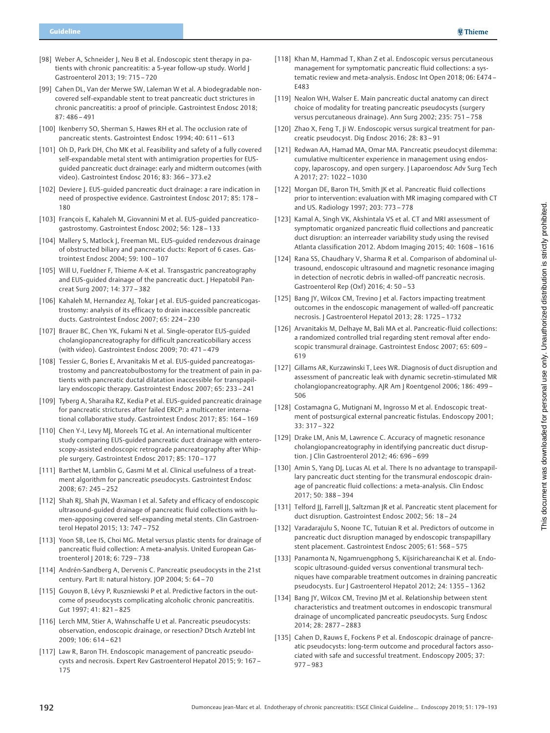[98] Weber A, Schneider J, Neu B et al. Endoscopic stent therapy in patients with chronic pancreatitis: a 5-year follow-up study. World J Gastroenterol 2013; 19: 715–720

[99] Cahen DL, Van der Merwe SW, Laleman W et al. A biodegradable non-covered self-expandable stent to treat pancreatic duct strictures in chronic pancreatitis: a proof of principle. Gastrointest Endosc 2018; 87: 486–491

[100] Ikenberry SO, Sherman S, Hawes RH et al. The occlusion rate of pancreatic stents. Gastrointest Endosc 1994; 40: 611–613

[101] Oh D, Park DH, Cho MK et al. Feasibility and safety of a fully covered self-expandable metal stent with antimigration properties for EUS-guided pancreatic duct drainage: early and midterm outcomes (with video). Gastrointest Endosc 2016; 83: 366–373.e2

[102] Deviere J. EUS-guided pancreatic duct drainage: a rare indication in need of prospective evidence. Gastrointest Endosc 2017; 85: 178–180

[103] François E, Kahaleh M, Giovannini M et al. EUS-guided pancreaticogastrostomy. Gastrointest Endosc 2002; 56: 128–133

[104] Mallery S, Matlock J, Freeman ML. EUS-guided rendezvous drainage of obstructed biliary and pancreatic ducts: Report of 6 cases. Gastrointest Endosc 2004; 59: 100–107

[105] Will U, Fueldner F, Thieme A-K et al. Transgastric pancreatography and EUS-guided drainage of the pancreatic duct. J Hepatobil Pancreat Surg 2007; 14: 377–382

[106] Kahaleh M, Hernandez AJ, Tokar J et al. EUS-guided pancreaticogastrostomy: analysis of its efficacy to drain inaccessible pancreatic ducts. Gastrointest Endosc 2007; 65: 224–230

[107] Brauer BC, Chen YK, Fukami N et al. Single-operator EUS-guided cholangiopancreatography for difficult pancreaticobiliary access (with video). Gastrointest Endosc 2009; 70: 471–479

[108] Tessier G, Bories E, Arvanitakis M et al. EUS-guided pancreatogastrostomy and pancreatobulbostomy for the treatment of pain in patients with pancreatic ductal dilatation inaccessible for transpapillary endoscopic therapy. Gastrointest Endosc 2007; 65: 233–241

[109] Tyberg A, Sharaiha RZ, Kedia P et al. EUS-guided pancreatic drainage for pancreatic strictures after failed ERCP: a multicenter international collaborative study. Gastrointest Endosc 2017; 85: 164–169

[110] Chen Y-I, Levy MJ, Moreels TG et al. An international multicenter study comparing EUS-guided pancreatic duct drainage with enteroscopy-assisted endoscopic retrograde pancreatography after Whipple surgery. Gastrointest Endosc 2017; 85: 170–177

[111] Barthet M, Lamblin G, Gasmi M et al. Clinical usefulness of a treatment algorithm for pancreatic pseudocysts. Gastrointest Endosc 2008; 67: 245–252

[112] Shah RJ, Shah JN, Waxman I et al. Safety and efficacy of endoscopic ultrasound-guided drainage of pancreatic fluid collections with lumen-apposing covered self-expanding metal stents. Clin Gastroenterol Hepatol 2015; 13: 747–752

[113] Yoon SB, Lee IS, Choi MG. Metal versus plastic stents for drainage of pancreatic fluid collection: A meta-analysis. United European Gastroenterol J 2018; 6: 729–738

[114] Andrén-Sandberg A, Dervenis C. Pancreatic pseudocysts in the 21st century. Part II: natural history. JOP 2004; 5: 64–70

[115] Gouyon B, Lévy P, Ruszniewski P et al. Predictive factors in the outcome of pseudocysts complicating alcoholic chronic pancreatitis. Gut 1997; 41: 821–825

[116] Lerch MM, Stier A, Wahnschaffe U et al. Pancreatic pseudocysts: observation, endoscopic drainage, or resection? Dtsch Arztebl Int 2009; 106: 614–621

[117] Law R, Baron TH. Endoscopic management of pancreatic pseudocysts and necrosis. Expert Rev Gastroenterol Hepatol 2015; 9: 167–175

[118] Khan M, Hammad T, Khan Z et al. Endoscopic versus percutaneous management for symptomatic pancreatic fluid collections: a systematic review and meta-analysis. Endosc Int Open 2018; 06: E474–E483

[119] Nealon WH, Walser E. Main pancreatic ductal anatomy can direct choice of modality for treating pancreatic pseudocysts (surgery versus percutaneous drainage). Ann Surg 2002; 235: 751–758

[120] Zhao X, Feng T, Ji W. Endoscopic versus surgical treatment for pancreatic pseudocyst. Dig Endosc 2016; 28: 83–91

[121] Redwan AA, Hamad MA, Omar MA. Pancreatic pseudocyst dilemma: cumulative multicenter experience in management using endoscopy, laparoscopy, and open surgery. J Laparoendosc Adv Surg Tech A 2017; 27: 1022–1030

[122] Morgan DE, Baron TH, Smith JK et al. Pancreatic fluid collections prior to intervention: evaluation with MR imaging compared with CT and US. Radiology 1997; 203: 773–778

[123] Kamal A, Singh VK, Akshintala VS et al. CT and MRI assessment of symptomatic organized pancreatic fluid collections and pancreatic duct disruption: an interreader variability study using the revised Atlanta classification 2012. Abdom Imaging 2015; 40: 1608–1616

[124] Rana SS, Chaudhary V, Sharma R et al. Comparison of abdominal ultrasound, endoscopic ultrasound and magnetic resonance imaging in detection of necrotic debris in walled-off pancreatic necrosis. Gastroenterol Rep (Oxf) 2016; 4: 50–53

[125] Bang JY, Wilcox CM, Trevino J et al. Factors impacting treatment outcomes in the endoscopic management of walled-off pancreatic necrosis. J Gastroenterol Hepatol 2013; 28: 1725–1732

[126] Arvanitakis M, Delhaye M, Bali MA et al. Pancreatic-fluid collections: a randomized controlled trial regarding stent removal after endoscopic transmural drainage. Gastrointest Endosc 2007; 65: 609–619

[127] Gillams AR, Kurzawinski T, Lees WR. Diagnosis of duct disruption and assessment of pancreatic leak with dynamic secretin-stimulated MR cholangiopancreatography. AJR Am J Roentgenol 2006; 186: 499–506

[128] Costamagna G, Mutignani M, Ingrosso M et al. Endoscopic treatment of postsurgical external pancreatic fistulas. Endoscopy 2001; 33: 317–322

[129] Drake LM, Anis M, Lawrence C. Accuracy of magnetic resonance cholangiopancreatography in identifying pancreatic duct disruption. J Clin Gastroenterol 2012; 46: 696–699

[130] Amin S, Yang DJ, Lucas AL et al. There Is no advantage to transpapillary pancreatic duct stenting for the transmural endoscopic drainage of pancreatic fluid collections: a meta-analysis. Clin Endosc 2017; 50: 388–394

[131] Telford JJ, Farrell JJ, Saltzman JR et al. Pancreatic stent placement for duct disruption. Gastrointest Endosc 2002; 56: 18–24

[132] Varadarajulu S, Noone TC, Tutuian R et al. Predictors of outcome in pancreatic duct disruption managed by endoscopic transpapillary stent placement. Gastrointest Endosc 2005; 61: 568–575

[133] Panamonta N, Ngamruengphong S, Kijsirichareanchai K et al. Endoscopic ultrasound-guided versus conventional transmural techniques have comparable treatment outcomes in draining pancreatic pseudocysts. Eur J Gastroenterol Hepatol 2012; 24: 1355–1362

[134] Bang JY, Wilcox CM, Trevino JM et al. Relationship between stent characteristics and treatment outcomes in endoscopic transmural drainage of uncomplicated pancreatic pseudocysts. Surg Endosc 2014; 28: 2877–2883

[135] Cahen D, Rauws E, Fockens P et al. Endoscopic drainage of pancreatic pseudocysts: long-term outcome and procedural factors associated with safe and successful treatment. Endoscopy 2005; 37: 977–983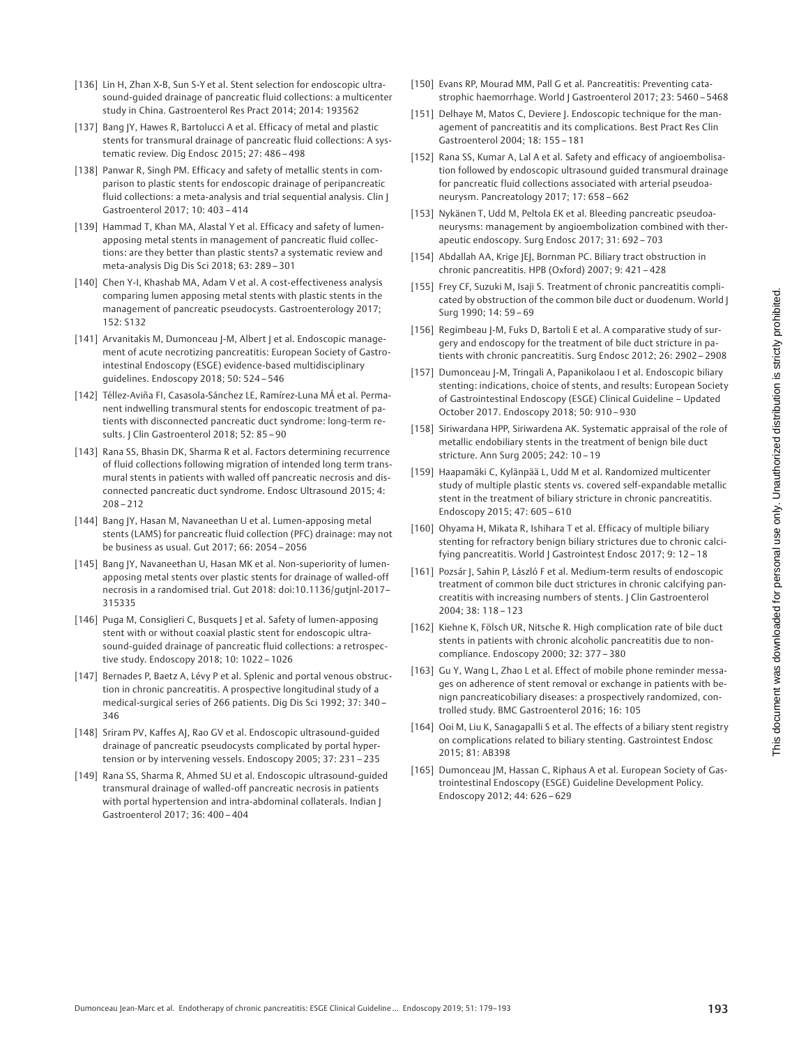[136] Lin H, Zhan X-B, Sun S-Y et al. Stent selection for endoscopic ultrasound-guided drainage of pancreatic fluid collections: a multicenter study in China. Gastroenterol Res Pract 2014; 2014: 193562

[137] Bang JY, Hawes R, Bartolucci A et al. Efficacy of metal and plastic stents for transmural drainage of pancreatic fluid collections: A systematic review. Dig Endosc 2015; 27: 486 – 498

[138] Panwar R, Singh PM. Efficacy and safety of metallic stents in comparison to plastic stents for endoscopic drainage of peripancreatic fluid collections: a meta-analysis and trial sequential analysis. Clin J Gastroenterol 2017; 10: 403 – 414

[139] Hammad T, Khan MA, Alastal Y et al. Efficacy and safety of lumen-apposing metal stents in management of pancreatic fluid collections: are they better than plastic stents? a systematic review and meta-analysis Dig Dis Sci 2018; 63: 289 – 301

[140] Chen Y-I, Khashab MA, Adam V et al. A cost-effectiveness analysis comparing lumen apposing metal stents with plastic stents in the management of pancreatic pseudocysts. Gastroenterology 2017; 152: S132

[141] Arvanitakis M, Dumonceau J-M, Albert J et al. Endoscopic management of acute necrotizing pancreatitis: European Society of Gastrointestinal Endoscopy (ESGE) evidence-based multidisciplinary guidelines. Endoscopy 2018; 50: 524 – 546

[142] Téllez-Aviña FI, Casasola-Sánchez LE, Ramírez-Luna MÁ et al. Permanent indwelling transmural stents for endoscopic treatment of patients with disconnected pancreatic duct syndrome: long-term results. J Clin Gastroenterol 2018; 52: 85 – 90

[143] Rana SS, Bhasin DK, Sharma R et al. Factors determining recurrence of fluid collections following migration of intended long term transmural stents in patients with walled off pancreatic necrosis and disconnected pancreatic duct syndrome. Endosc Ultrasound 2015; 4: 208 – 212

[144] Bang JY, Hasan M, Navaneethan U et al. Lumen-apposing metal stents (LAMS) for pancreatic fluid collection (PFC) drainage: may not be business as usual. Gut 2017; 66: 2054 – 2056

[145] Bang JY, Navaneethan U, Hasan MK et al. Non-superiority of lumen-apposing metal stents over plastic stents for drainage of walled-off necrosis in a randomised trial. Gut 2018: doi:10.1136/gutjnl-2017–315335

[146] Puga M, Consiglieri C, Busquets J et al. Safety of lumen-apposing stent with or without coaxial plastic stent for endoscopic ultrasound-guided drainage of pancreatic fluid collections: a retrospective study. Endoscopy 2018; 10: 1022 – 1026

[147] Bernades P, Baetz A, Lévy P et al. Splenic and portal venous obstruction in chronic pancreatitis. A prospective longitudinal study of a medical-surgical series of 266 patients. Dig Dis Sci 1992; 37: 340 – 346

[148] Sriram PV, Kaffes AJ, Rao GV et al. Endoscopic ultrasound-guided drainage of pancreatic pseudocysts complicated by portal hypertension or by intervening vessels. Endoscopy 2005; 37: 231 – 235

[149] Rana SS, Sharma R, Ahmed SU et al. Endoscopic ultrasound-guided transmural drainage of walled-off pancreatic necrosis in patients with portal hypertension and intra-abdominal collaterals. Indian J Gastroenterol 2017; 36: 400 – 404

[150] Evans RP, Mourad MM, Pall G et al. Pancreatitis: Preventing catastrophic haemorrhage. World J Gastroenterol 2017; 23: 5460 – 5468

[151] Delhaye M, Matos C, Deviere J. Endoscopic technique for the management of pancreatitis and its complications. Best Pract Res Clin Gastroenterol 2004; 18: 155 – 181

[152] Rana SS, Kumar A, Lal A et al. Safety and efficacy of angioembolisation followed by endoscopic ultrasound guided transmural drainage for pancreatic fluid collections associated with arterial pseudoaneurysm. Pancreatology 2017; 17: 658 – 662

[153] Nykänen T, Udd M, Peltola EK et al. Bleeding pancreatic pseudoaneurysms: management by angioembolization combined with therapeutic endoscopy. Surg Endosc 2017; 31: 692 – 703

[154] Abdallah AA, Krige JEJ, Bornman PC. Biliary tract obstruction in chronic pancreatitis. HPB (Oxford) 2007; 9: 421 – 428

[155] Frey CF, Suzuki M, Isaji S. Treatment of chronic pancreatitis complicated by obstruction of the common bile duct or duodenum. World J Surg 1990; 14: 59 – 69

[156] Regimbeau J-M, Fuks D, Bartoli E et al. A comparative study of surgery and endoscopy for the treatment of bile duct stricture in patients with chronic pancreatitis. Surg Endosc 2012; 26: 2902 – 2908

[157] Dumonceau J-M, Tringali A, Papanikolaou I et al. Endoscopic biliary stenting: indications, choice of stents, and results: European Society of Gastrointestinal Endoscopy (ESGE) Clinical Guideline – Updated October 2017. Endoscopy 2018; 50: 910 – 930

[158] Siriwardana HPP, Siriwardena AK. Systematic appraisal of the role of metallic endobiliary stents in the treatment of benign bile duct stricture. Ann Surg 2005; 242: 10 – 19

[159] Haapamäki C, Kylänpää L, Udd M et al. Randomized multicenter study of multiple plastic stents vs. covered self-expandable metallic stent in the treatment of biliary stricture in chronic pancreatitis. Endoscopy 2015; 47: 605 – 610

[160] Ohyama H, Mikata R, Ishihara T et al. Efficacy of multiple biliary stenting for refractory benign biliary strictures due to chronic calcifying pancreatitis. World J Gastrointest Endosc 2017; 9: 12 – 18

[161] Pozsár J, Sahin P, László F et al. Medium-term results of endoscopic treatment of common bile duct strictures in chronic calcifying pancreatitis with increasing numbers of stents. J Clin Gastroenterol 2004; 38: 118 – 123

[162] Kiehne K, Fölsch UR, Nitsche R. High complication rate of bile duct stents in patients with chronic alcoholic pancreatitis due to noncompliance. Endoscopy 2000; 32: 377 – 380

[163] Gu Y, Wang L, Zhao L et al. Effect of mobile phone reminder messages on adherence of stent removal or exchange in patients with benign pancreaticobiliary diseases: a prospectively randomized, controlled study. BMC Gastroenterol 2016; 16: 105

[164] Ooi M, Liu K, Sanagapalli S et al. The effects of a biliary stent registry on complications related to biliary stenting. Gastrointest Endosc 2015; 81: AB398

[165] Dumonceau JM, Hassan C, Riphaus A et al. European Society of Gastrointestinal Endoscopy (ESGE) Guideline Development Policy. Endoscopy 2012; 44: 626 – 629